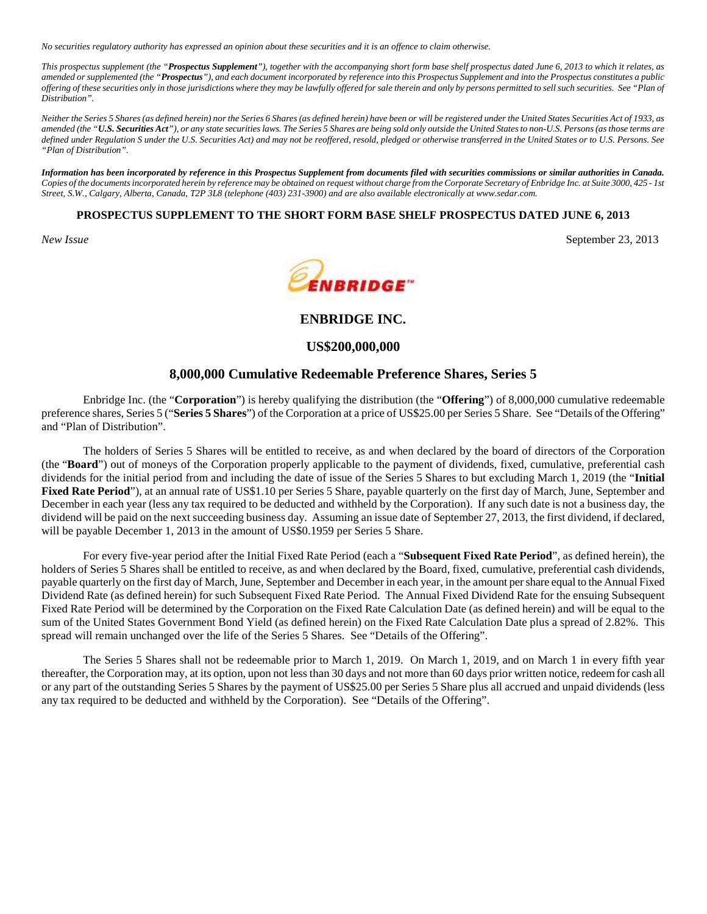*No securities regulatory authority has expressed an opinion about these securities and it is an offence to claim otherwise.*

*This prospectus supplement (the "**Prospectus Supplement**"), together with the accompanying short form base shelf prospectus dated June 6, 2013 to which it relates, as amended or supplemented (the "**Prospectus**"), and each document incorporated by reference into this Prospectus Supplement and into the Prospectus constitutes a public offering of these securities only in those jurisdictions where they may be lawfully offered for sale therein and only by persons permitted to sell such securities. See "Plan of Distribution".*

*Neither the Series 5 Shares (as defined herein) nor the Series 6 Shares (as defined herein) have been or will be registered under the United States Securities Act of 1933, as amended (the "**U.S. Securities Act**"), or any state securities laws. The Series 5 Shares are being sold only outside the United States to non-U.S. Persons (as those terms are defined under Regulation S under the U.S. Securities Act) and may not be reoffered, resold, pledged or otherwise transferred in the United States or to U.S. Persons. See "Plan of Distribution".*

***Information has been incorporated by reference in this Prospectus Supplement from documents filed with securities commissions or similar authorities in Canada.*** *Copies of the documents incorporated herein by reference may be obtained on request without charge from the Corporate Secretary of Enbridge Inc. at Suite 3000, 425 - 1st Street, S.W., Calgary, Alberta, Canada, T2P 3L8 (telephone (403) 231-3900) and are also available electronically at www.sedar.com.*

**PROSPECTUS SUPPLEMENT TO THE SHORT FORM BASE SHELF PROSPECTUS DATED JUNE 6, 2013**

*New Issue* September 23, 2013

ENBRIDGE™

# ENBRIDGE INC.

## US$200,000,000

## 8,000,000 Cumulative Redeemable Preference Shares, Series 5

Enbridge Inc. (the "**Corporation**") is hereby qualifying the distribution (the "**Offering**") of 8,000,000 cumulative redeemable preference shares, Series 5 ("**Series 5 Shares**") of the Corporation at a price of US$25.00 per Series 5 Share. See "Details of the Offering" and "Plan of Distribution".

The holders of Series 5 Shares will be entitled to receive, as and when declared by the board of directors of the Corporation (the "**Board**") out of moneys of the Corporation properly applicable to the payment of dividends, fixed, cumulative, preferential cash dividends for the initial period from and including the date of issue of the Series 5 Shares to but excluding March 1, 2019 (the "**Initial Fixed Rate Period**"), at an annual rate of US$1.10 per Series 5 Share, payable quarterly on the first day of March, June, September and December in each year (less any tax required to be deducted and withheld by the Corporation). If any such date is not a business day, the dividend will be paid on the next succeeding business day. Assuming an issue date of September 27, 2013, the first dividend, if declared, will be payable December 1, 2013 in the amount of US$0.1959 per Series 5 Share.

For every five-year period after the Initial Fixed Rate Period (each a "**Subsequent Fixed Rate Period**", as defined herein), the holders of Series 5 Shares shall be entitled to receive, as and when declared by the Board, fixed, cumulative, preferential cash dividends, payable quarterly on the first day of March, June, September and December in each year, in the amount per share equal to the Annual Fixed Dividend Rate (as defined herein) for such Subsequent Fixed Rate Period. The Annual Fixed Dividend Rate for the ensuing Subsequent Fixed Rate Period will be determined by the Corporation on the Fixed Rate Calculation Date (as defined herein) and will be equal to the sum of the United States Government Bond Yield (as defined herein) on the Fixed Rate Calculation Date plus a spread of 2.82%. This spread will remain unchanged over the life of the Series 5 Shares. See "Details of the Offering".

The Series 5 Shares shall not be redeemable prior to March 1, 2019. On March 1, 2019, and on March 1 in every fifth year thereafter, the Corporation may, at its option, upon not less than 30 days and not more than 60 days prior written notice, redeem for cash all or any part of the outstanding Series 5 Shares by the payment of US$25.00 per Series 5 Share plus all accrued and unpaid dividends (less any tax required to be deducted and withheld by the Corporation). See "Details of the Offering".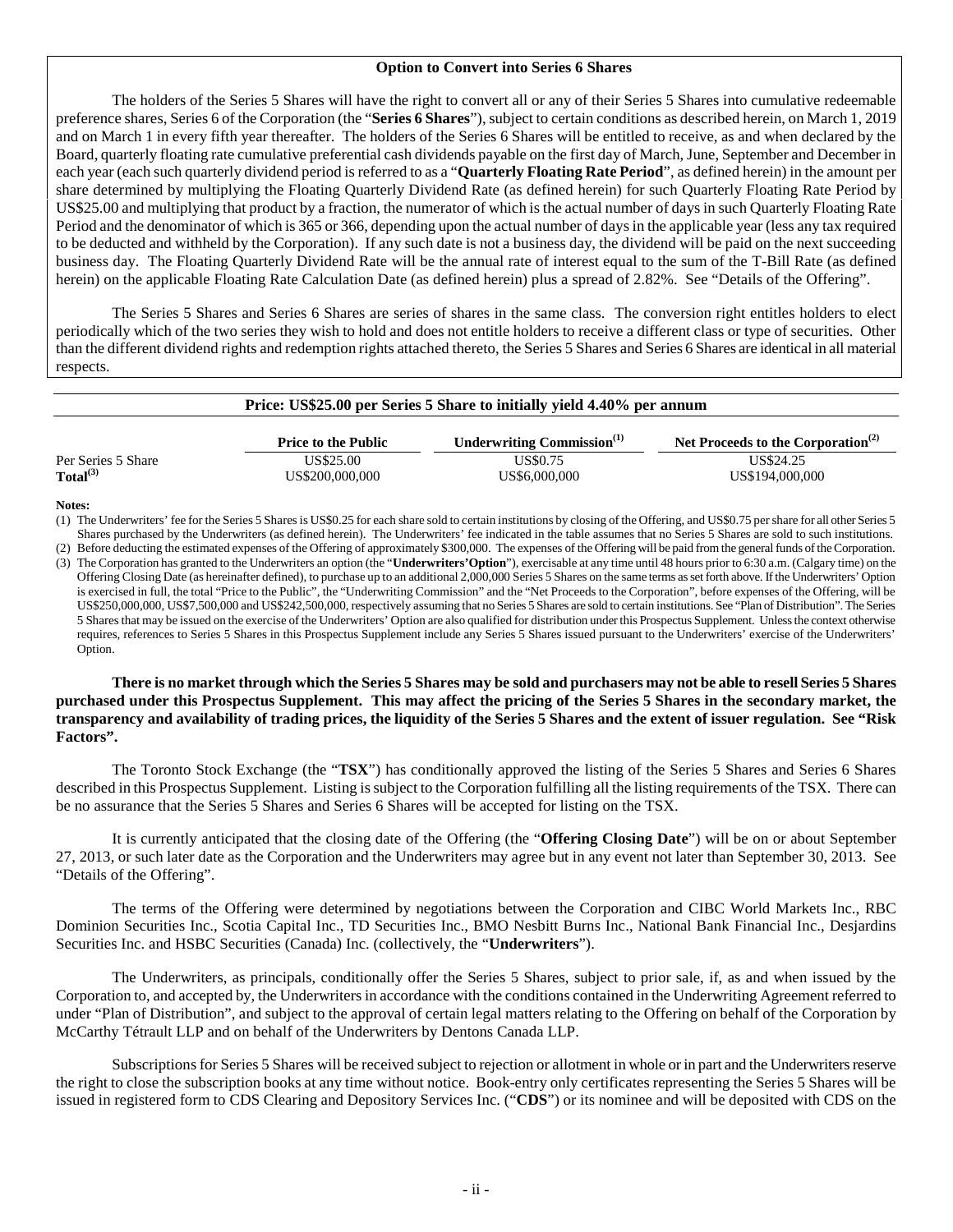**Option to Convert into Series 6 Shares**

The holders of the Series 5 Shares will have the right to convert all or any of their Series 5 Shares into cumulative redeemable preference shares, Series 6 of the Corporation (the "**Series 6 Shares**"), subject to certain conditions as described herein, on March 1, 2019 and on March 1 in every fifth year thereafter. The holders of the Series 6 Shares will be entitled to receive, as and when declared by the Board, quarterly floating rate cumulative preferential cash dividends payable on the first day of March, June, September and December in each year (each such quarterly dividend period is referred to as a "**Quarterly Floating Rate Period**", as defined herein) in the amount per share determined by multiplying the Floating Quarterly Dividend Rate (as defined herein) for such Quarterly Floating Rate Period by US$25.00 and multiplying that product by a fraction, the numerator of which is the actual number of days in such Quarterly Floating Rate Period and the denominator of which is 365 or 366, depending upon the actual number of days in the applicable year (less any tax required to be deducted and withheld by the Corporation). If any such date is not a business day, the dividend will be paid on the next succeeding business day. The Floating Quarterly Dividend Rate will be the annual rate of interest equal to the sum of the T-Bill Rate (as defined herein) on the applicable Floating Rate Calculation Date (as defined herein) plus a spread of 2.82%. See "Details of the Offering".

The Series 5 Shares and Series 6 Shares are series of shares in the same class. The conversion right entitles holders to elect periodically which of the two series they wish to hold and does not entitle holders to receive a different class or type of securities. Other than the different dividend rights and redemption rights attached thereto, the Series 5 Shares and Series 6 Shares are identical in all material respects.

**Price: US$25.00 per Series 5 Share to initially yield 4.40% per annum**

| | Price to the Public | Underwriting Commission[(1)] | Net Proceeds to the Corporation[(2)] |
|---|---|---|---|
| Per Series 5 Share | US$25.00 | US$0.75 | US$24.25 |
| **Total[(3)]** | US$200,000,000 | US$6,000,000 | US$194,000,000 |

**Notes:**

(1) The Underwriters' fee for the Series 5 Shares is US$0.25 for each share sold to certain institutions by closing of the Offering, and US$0.75 per share for all other Series 5 Shares purchased by the Underwriters (as defined herein). The Underwriters' fee indicated in the table assumes that no Series 5 Shares are sold to such institutions.

(2) Before deducting the estimated expenses of the Offering of approximately $300,000. The expenses of the Offering will be paid from the general funds of the Corporation.

(3) The Corporation has granted to the Underwriters an option (the "**Underwriters' Option**"), exercisable at any time until 48 hours prior to 6:30 a.m. (Calgary time) on the Offering Closing Date (as hereinafter defined), to purchase up to an additional 2,000,000 Series 5 Shares on the same terms as set forth above. If the Underwriters' Option is exercised in full, the total "Price to the Public", the "Underwriting Commission" and the "Net Proceeds to the Corporation", before expenses of the Offering, will be US$250,000,000, US$7,500,000 and US$242,500,000, respectively assuming that no Series 5 Shares are sold to certain institutions. See "Plan of Distribution". The Series 5 Shares that may be issued on the exercise of the Underwriters' Option are also qualified for distribution under this Prospectus Supplement. Unless the context otherwise requires, references to Series 5 Shares in this Prospectus Supplement include any Series 5 Shares issued pursuant to the Underwriters' exercise of the Underwriters' Option.

**There is no market through which the Series 5 Shares may be sold and purchasers may not be able to resell Series 5 Shares purchased under this Prospectus Supplement. This may affect the pricing of the Series 5 Shares in the secondary market, the transparency and availability of trading prices, the liquidity of the Series 5 Shares and the extent of issuer regulation. See "Risk Factors".**

The Toronto Stock Exchange (the "**TSX**") has conditionally approved the listing of the Series 5 Shares and Series 6 Shares described in this Prospectus Supplement. Listing is subject to the Corporation fulfilling all the listing requirements of the TSX. There can be no assurance that the Series 5 Shares and Series 6 Shares will be accepted for listing on the TSX.

It is currently anticipated that the closing date of the Offering (the "**Offering Closing Date**") will be on or about September 27, 2013, or such later date as the Corporation and the Underwriters may agree but in any event not later than September 30, 2013. See "Details of the Offering".

The terms of the Offering were determined by negotiations between the Corporation and CIBC World Markets Inc., RBC Dominion Securities Inc., Scotia Capital Inc., TD Securities Inc., BMO Nesbitt Burns Inc., National Bank Financial Inc., Desjardins Securities Inc. and HSBC Securities (Canada) Inc. (collectively, the "**Underwriters**").

The Underwriters, as principals, conditionally offer the Series 5 Shares, subject to prior sale, if, as and when issued by the Corporation to, and accepted by, the Underwriters in accordance with the conditions contained in the Underwriting Agreement referred to under "Plan of Distribution", and subject to the approval of certain legal matters relating to the Offering on behalf of the Corporation by McCarthy Tétrault LLP and on behalf of the Underwriters by Dentons Canada LLP.

Subscriptions for Series 5 Shares will be received subject to rejection or allotment in whole or in part and the Underwriters reserve the right to close the subscription books at any time without notice. Book-entry only certificates representing the Series 5 Shares will be issued in registered form to CDS Clearing and Depository Services Inc. ("**CDS**") or its nominee and will be deposited with CDS on the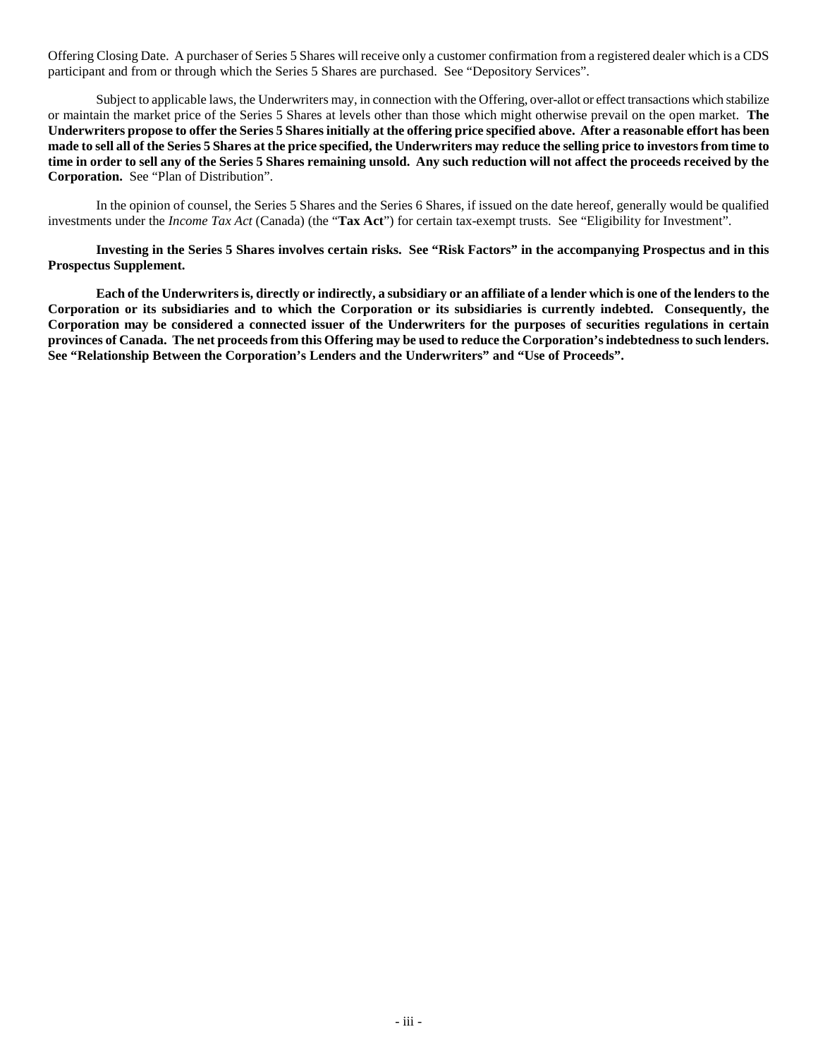Offering Closing Date. A purchaser of Series 5 Shares will receive only a customer confirmation from a registered dealer which is a CDS participant and from or through which the Series 5 Shares are purchased. See "Depository Services".

Subject to applicable laws, the Underwriters may, in connection with the Offering, over-allot or effect transactions which stabilize or maintain the market price of the Series 5 Shares at levels other than those which might otherwise prevail on the open market. **The Underwriters propose to offer the Series 5 Shares initially at the offering price specified above. After a reasonable effort has been made to sell all of the Series 5 Shares at the price specified, the Underwriters may reduce the selling price to investors from time to time in order to sell any of the Series 5 Shares remaining unsold. Any such reduction will not affect the proceeds received by the Corporation.** See "Plan of Distribution".

In the opinion of counsel, the Series 5 Shares and the Series 6 Shares, if issued on the date hereof, generally would be qualified investments under the *Income Tax Act* (Canada) (the "**Tax Act**") for certain tax-exempt trusts. See "Eligibility for Investment".

**Investing in the Series 5 Shares involves certain risks. See "Risk Factors" in the accompanying Prospectus and in this Prospectus Supplement.**

**Each of the Underwriters is, directly or indirectly, a subsidiary or an affiliate of a lender which is one of the lenders to the Corporation or its subsidiaries and to which the Corporation or its subsidiaries is currently indebted. Consequently, the Corporation may be considered a connected issuer of the Underwriters for the purposes of securities regulations in certain provinces of Canada. The net proceeds from this Offering may be used to reduce the Corporation's indebtedness to such lenders. See "Relationship Between the Corporation's Lenders and the Underwriters" and "Use of Proceeds".**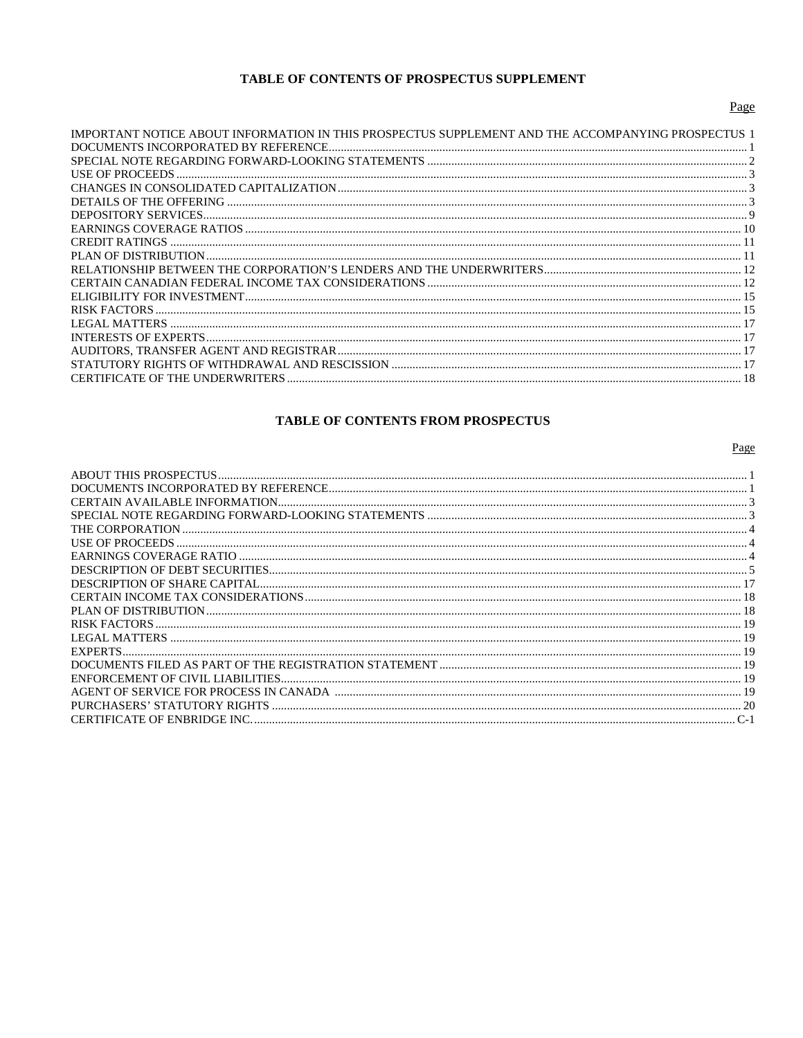## TABLE OF CONTENTS OF PROSPECTUS SUPPLEMENT

| | Page |
|---|---|
| IMPORTANT NOTICE ABOUT INFORMATION IN THIS PROSPECTUS SUPPLEMENT AND THE ACCOMPANYING PROSPECTUS | 1 |
| DOCUMENTS INCORPORATED BY REFERENCE | 1 |
| SPECIAL NOTE REGARDING FORWARD-LOOKING STATEMENTS | 2 |
| USE OF PROCEEDS | 3 |
| CHANGES IN CONSOLIDATED CAPITALIZATION | 3 |
| DETAILS OF THE OFFERING | 3 |
| DEPOSITORY SERVICES | 9 |
| EARNINGS COVERAGE RATIOS | 10 |
| CREDIT RATINGS | 11 |
| PLAN OF DISTRIBUTION | 11 |
| RELATIONSHIP BETWEEN THE CORPORATION'S LENDERS AND THE UNDERWRITERS | 12 |
| CERTAIN CANADIAN FEDERAL INCOME TAX CONSIDERATIONS | 12 |
| ELIGIBILITY FOR INVESTMENT | 15 |
| RISK FACTORS | 15 |
| LEGAL MATTERS | 17 |
| INTERESTS OF EXPERTS | 17 |
| AUDITORS, TRANSFER AGENT AND REGISTRAR | 17 |
| STATUTORY RIGHTS OF WITHDRAWAL AND RESCISSION | 17 |
| CERTIFICATE OF THE UNDERWRITERS | 18 |

## TABLE OF CONTENTS FROM PROSPECTUS

| | Page |
|---|---|
| ABOUT THIS PROSPECTUS | 1 |
| DOCUMENTS INCORPORATED BY REFERENCE | 1 |
| CERTAIN AVAILABLE INFORMATION | 3 |
| SPECIAL NOTE REGARDING FORWARD-LOOKING STATEMENTS | 3 |
| THE CORPORATION | 4 |
| USE OF PROCEEDS | 4 |
| EARNINGS COVERAGE RATIO | 4 |
| DESCRIPTION OF DEBT SECURITIES | 5 |
| DESCRIPTION OF SHARE CAPITAL | 17 |
| CERTAIN INCOME TAX CONSIDERATIONS | 18 |
| PLAN OF DISTRIBUTION | 18 |
| RISK FACTORS | 19 |
| LEGAL MATTERS | 19 |
| EXPERTS | 19 |
| DOCUMENTS FILED AS PART OF THE REGISTRATION STATEMENT | 19 |
| ENFORCEMENT OF CIVIL LIABILITIES | 19 |
| AGENT OF SERVICE FOR PROCESS IN CANADA | 19 |
| PURCHASERS' STATUTORY RIGHTS | 20 |
| CERTIFICATE OF ENBRIDGE INC. | C-1 |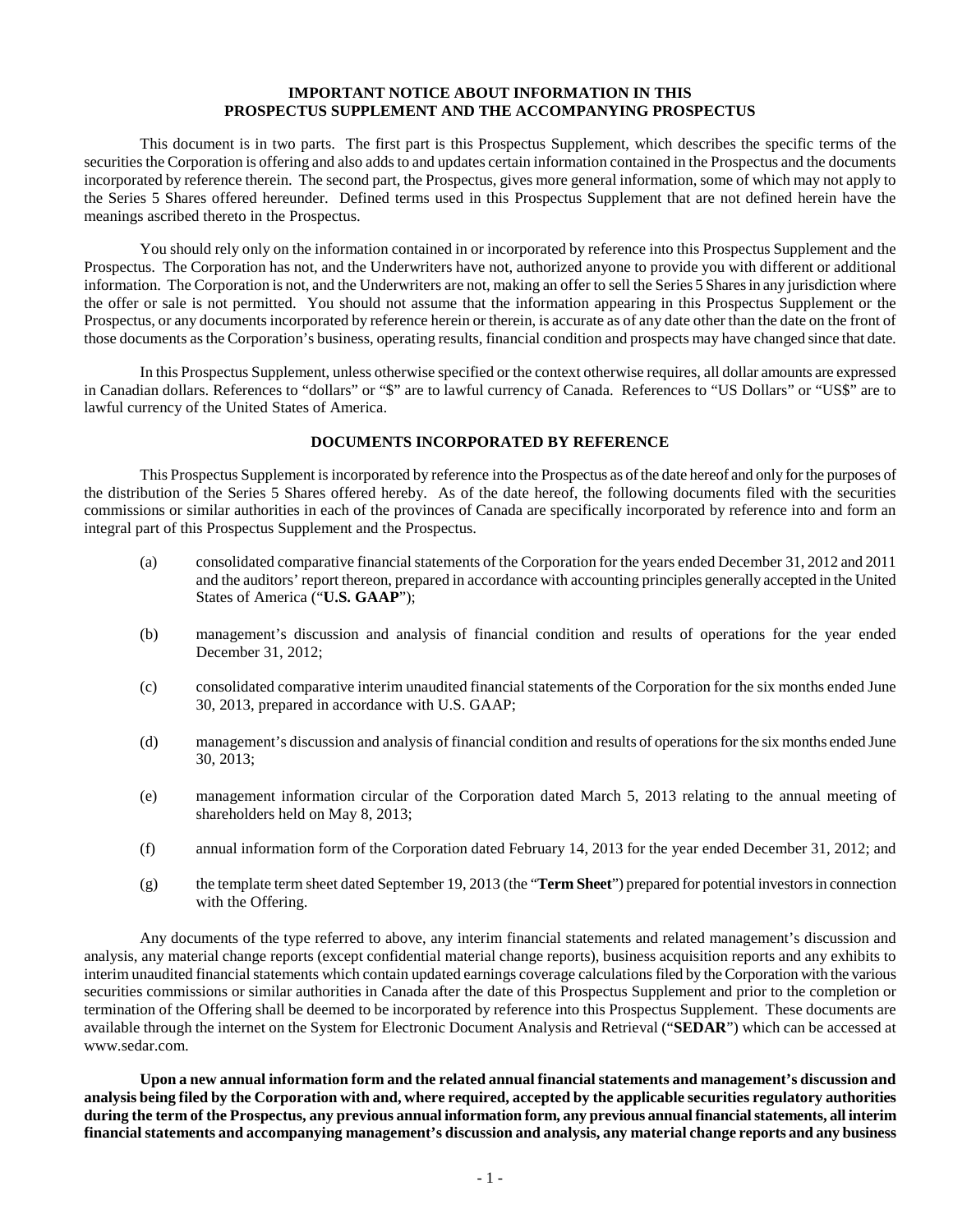**IMPORTANT NOTICE ABOUT INFORMATION IN THIS PROSPECTUS SUPPLEMENT AND THE ACCOMPANYING PROSPECTUS**

This document is in two parts. The first part is this Prospectus Supplement, which describes the specific terms of the securities the Corporation is offering and also adds to and updates certain information contained in the Prospectus and the documents incorporated by reference therein. The second part, the Prospectus, gives more general information, some of which may not apply to the Series 5 Shares offered hereunder. Defined terms used in this Prospectus Supplement that are not defined herein have the meanings ascribed thereto in the Prospectus.

You should rely only on the information contained in or incorporated by reference into this Prospectus Supplement and the Prospectus. The Corporation has not, and the Underwriters have not, authorized anyone to provide you with different or additional information. The Corporation is not, and the Underwriters are not, making an offer to sell the Series 5 Shares in any jurisdiction where the offer or sale is not permitted. You should not assume that the information appearing in this Prospectus Supplement or the Prospectus, or any documents incorporated by reference herein or therein, is accurate as of any date other than the date on the front of those documents as the Corporation's business, operating results, financial condition and prospects may have changed since that date.

In this Prospectus Supplement, unless otherwise specified or the context otherwise requires, all dollar amounts are expressed in Canadian dollars. References to "dollars" or "$" are to lawful currency of Canada. References to "US Dollars" or "US$" are to lawful currency of the United States of America.

**DOCUMENTS INCORPORATED BY REFERENCE**

This Prospectus Supplement is incorporated by reference into the Prospectus as of the date hereof and only for the purposes of the distribution of the Series 5 Shares offered hereby. As of the date hereof, the following documents filed with the securities commissions or similar authorities in each of the provinces of Canada are specifically incorporated by reference into and form an integral part of this Prospectus Supplement and the Prospectus.

(a) consolidated comparative financial statements of the Corporation for the years ended December 31, 2012 and 2011 and the auditors' report thereon, prepared in accordance with accounting principles generally accepted in the United States of America ("**U.S. GAAP**");

(b) management's discussion and analysis of financial condition and results of operations for the year ended December 31, 2012;

(c) consolidated comparative interim unaudited financial statements of the Corporation for the six months ended June 30, 2013, prepared in accordance with U.S. GAAP;

(d) management's discussion and analysis of financial condition and results of operations for the six months ended June 30, 2013;

(e) management information circular of the Corporation dated March 5, 2013 relating to the annual meeting of shareholders held on May 8, 2013;

(f) annual information form of the Corporation dated February 14, 2013 for the year ended December 31, 2012; and

(g) the template term sheet dated September 19, 2013 (the "**Term Sheet**") prepared for potential investors in connection with the Offering.

Any documents of the type referred to above, any interim financial statements and related management's discussion and analysis, any material change reports (except confidential material change reports), business acquisition reports and any exhibits to interim unaudited financial statements which contain updated earnings coverage calculations filed by the Corporation with the various securities commissions or similar authorities in Canada after the date of this Prospectus Supplement and prior to the completion or termination of the Offering shall be deemed to be incorporated by reference into this Prospectus Supplement. These documents are available through the internet on the System for Electronic Document Analysis and Retrieval ("**SEDAR**") which can be accessed at www.sedar.com.

**Upon a new annual information form and the related annual financial statements and management's discussion and analysis being filed by the Corporation with and, where required, accepted by the applicable securities regulatory authorities during the term of the Prospectus, any previous annual information form, any previous annual financial statements, all interim financial statements and accompanying management's discussion and analysis, any material change reports and any business**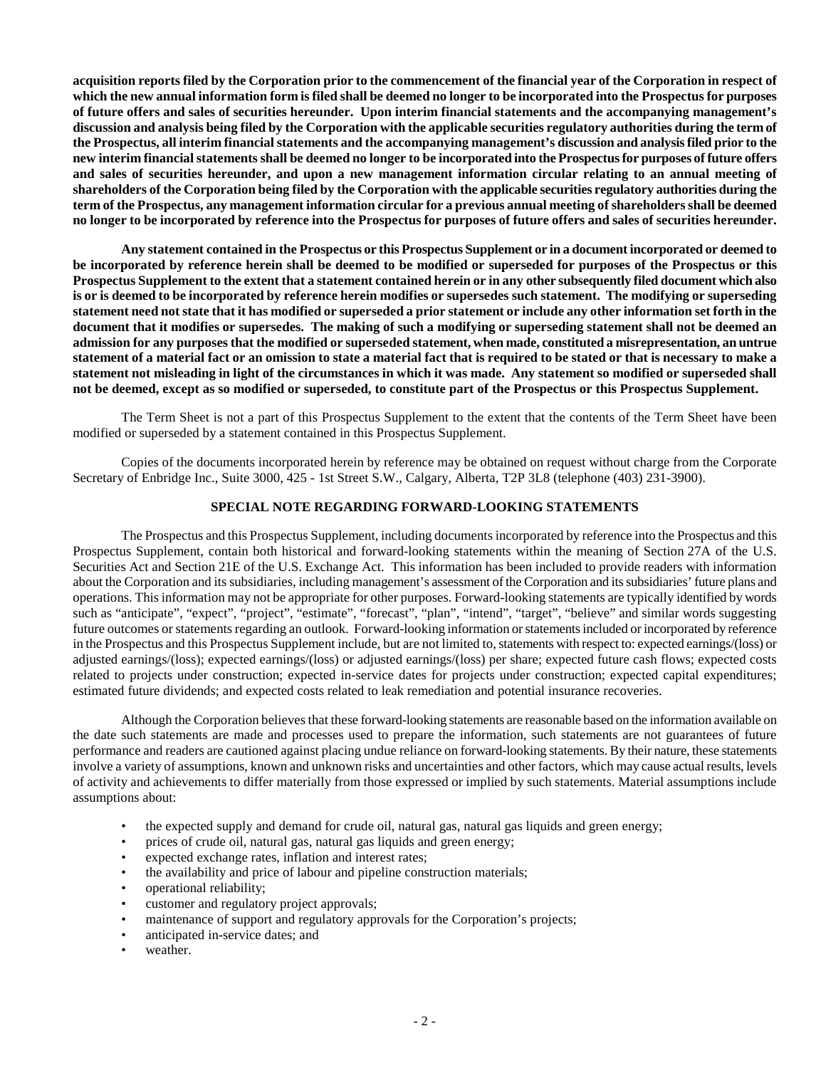**acquisition reports filed by the Corporation prior to the commencement of the financial year of the Corporation in respect of which the new annual information form is filed shall be deemed no longer to be incorporated into the Prospectus for purposes of future offers and sales of securities hereunder. Upon interim financial statements and the accompanying management's discussion and analysis being filed by the Corporation with the applicable securities regulatory authorities during the term of the Prospectus, all interim financial statements and the accompanying management's discussion and analysis filed prior to the new interim financial statements shall be deemed no longer to be incorporated into the Prospectus for purposes of future offers and sales of securities hereunder, and upon a new management information circular relating to an annual meeting of shareholders of the Corporation being filed by the Corporation with the applicable securities regulatory authorities during the term of the Prospectus, any management information circular for a previous annual meeting of shareholders shall be deemed no longer to be incorporated by reference into the Prospectus for purposes of future offers and sales of securities hereunder.**

**Any statement contained in the Prospectus or this Prospectus Supplement or in a document incorporated or deemed to be incorporated by reference herein shall be deemed to be modified or superseded for purposes of the Prospectus or this Prospectus Supplement to the extent that a statement contained herein or in any other subsequently filed document which also is or is deemed to be incorporated by reference herein modifies or supersedes such statement. The modifying or superseding statement need not state that it has modified or superseded a prior statement or include any other information set forth in the document that it modifies or supersedes. The making of such a modifying or superseding statement shall not be deemed an admission for any purposes that the modified or superseded statement, when made, constituted a misrepresentation, an untrue statement of a material fact or an omission to state a material fact that is required to be stated or that is necessary to make a statement not misleading in light of the circumstances in which it was made. Any statement so modified or superseded shall not be deemed, except as so modified or superseded, to constitute part of the Prospectus or this Prospectus Supplement.**

The Term Sheet is not a part of this Prospectus Supplement to the extent that the contents of the Term Sheet have been modified or superseded by a statement contained in this Prospectus Supplement.

Copies of the documents incorporated herein by reference may be obtained on request without charge from the Corporate Secretary of Enbridge Inc., Suite 3000, 425 - 1st Street S.W., Calgary, Alberta, T2P 3L8 (telephone (403) 231-3900).

## SPECIAL NOTE REGARDING FORWARD-LOOKING STATEMENTS

The Prospectus and this Prospectus Supplement, including documents incorporated by reference into the Prospectus and this Prospectus Supplement, contain both historical and forward-looking statements within the meaning of Section 27A of the U.S. Securities Act and Section 21E of the U.S. Exchange Act. This information has been included to provide readers with information about the Corporation and its subsidiaries, including management's assessment of the Corporation and its subsidiaries' future plans and operations. This information may not be appropriate for other purposes. Forward-looking statements are typically identified by words such as "anticipate", "expect", "project", "estimate", "forecast", "plan", "intend", "target", "believe" and similar words suggesting future outcomes or statements regarding an outlook. Forward-looking information or statements included or incorporated by reference in the Prospectus and this Prospectus Supplement include, but are not limited to, statements with respect to: expected earnings/(loss) or adjusted earnings/(loss); expected earnings/(loss) or adjusted earnings/(loss) per share; expected future cash flows; expected costs related to projects under construction; expected in-service dates for projects under construction; expected capital expenditures; estimated future dividends; and expected costs related to leak remediation and potential insurance recoveries.

Although the Corporation believes that these forward-looking statements are reasonable based on the information available on the date such statements are made and processes used to prepare the information, such statements are not guarantees of future performance and readers are cautioned against placing undue reliance on forward-looking statements. By their nature, these statements involve a variety of assumptions, known and unknown risks and uncertainties and other factors, which may cause actual results, levels of activity and achievements to differ materially from those expressed or implied by such statements. Material assumptions include assumptions about:

- the expected supply and demand for crude oil, natural gas, natural gas liquids and green energy;
- prices of crude oil, natural gas, natural gas liquids and green energy;
- expected exchange rates, inflation and interest rates;
- the availability and price of labour and pipeline construction materials;
- operational reliability;
- customer and regulatory project approvals;
- maintenance of support and regulatory approvals for the Corporation's projects;
- anticipated in-service dates; and
- weather.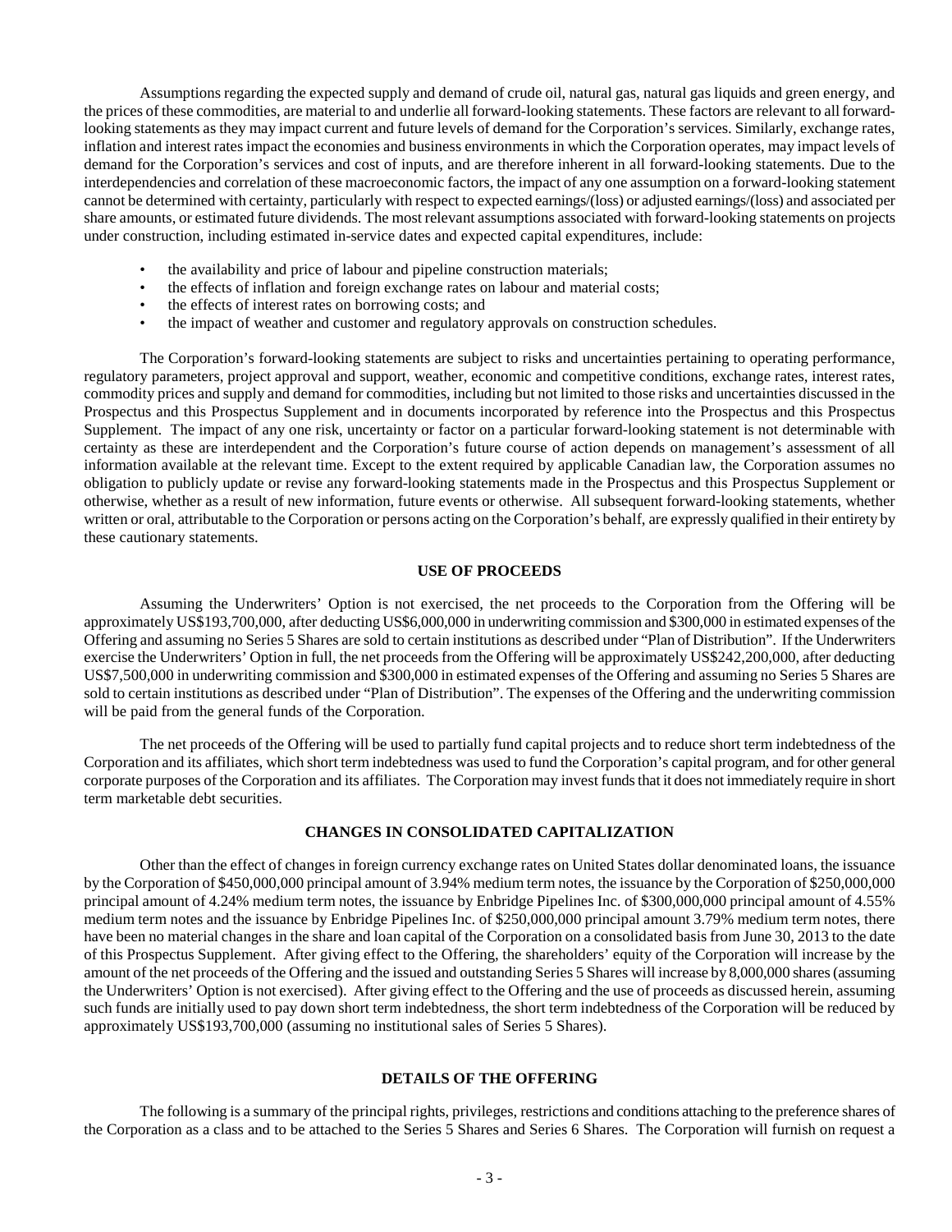Assumptions regarding the expected supply and demand of crude oil, natural gas, natural gas liquids and green energy, and the prices of these commodities, are material to and underlie all forward-looking statements. These factors are relevant to all forward-looking statements as they may impact current and future levels of demand for the Corporation's services. Similarly, exchange rates, inflation and interest rates impact the economies and business environments in which the Corporation operates, may impact levels of demand for the Corporation's services and cost of inputs, and are therefore inherent in all forward-looking statements. Due to the interdependencies and correlation of these macroeconomic factors, the impact of any one assumption on a forward-looking statement cannot be determined with certainty, particularly with respect to expected earnings/(loss) or adjusted earnings/(loss) and associated per share amounts, or estimated future dividends. The most relevant assumptions associated with forward-looking statements on projects under construction, including estimated in-service dates and expected capital expenditures, include:

- the availability and price of labour and pipeline construction materials;
- the effects of inflation and foreign exchange rates on labour and material costs;
- the effects of interest rates on borrowing costs; and
- the impact of weather and customer and regulatory approvals on construction schedules.

The Corporation's forward-looking statements are subject to risks and uncertainties pertaining to operating performance, regulatory parameters, project approval and support, weather, economic and competitive conditions, exchange rates, interest rates, commodity prices and supply and demand for commodities, including but not limited to those risks and uncertainties discussed in the Prospectus and this Prospectus Supplement and in documents incorporated by reference into the Prospectus and this Prospectus Supplement. The impact of any one risk, uncertainty or factor on a particular forward-looking statement is not determinable with certainty as these are interdependent and the Corporation's future course of action depends on management's assessment of all information available at the relevant time. Except to the extent required by applicable Canadian law, the Corporation assumes no obligation to publicly update or revise any forward-looking statements made in the Prospectus and this Prospectus Supplement or otherwise, whether as a result of new information, future events or otherwise. All subsequent forward-looking statements, whether written or oral, attributable to the Corporation or persons acting on the Corporation's behalf, are expressly qualified in their entirety by these cautionary statements.

## USE OF PROCEEDS

Assuming the Underwriters' Option is not exercised, the net proceeds to the Corporation from the Offering will be approximately US$193,700,000, after deducting US$6,000,000 in underwriting commission and $300,000 in estimated expenses of the Offering and assuming no Series 5 Shares are sold to certain institutions as described under "Plan of Distribution". If the Underwriters exercise the Underwriters' Option in full, the net proceeds from the Offering will be approximately US$242,200,000, after deducting US$7,500,000 in underwriting commission and $300,000 in estimated expenses of the Offering and assuming no Series 5 Shares are sold to certain institutions as described under "Plan of Distribution". The expenses of the Offering and the underwriting commission will be paid from the general funds of the Corporation.

The net proceeds of the Offering will be used to partially fund capital projects and to reduce short term indebtedness of the Corporation and its affiliates, which short term indebtedness was used to fund the Corporation's capital program, and for other general corporate purposes of the Corporation and its affiliates. The Corporation may invest funds that it does not immediately require in short term marketable debt securities.

## CHANGES IN CONSOLIDATED CAPITALIZATION

Other than the effect of changes in foreign currency exchange rates on United States dollar denominated loans, the issuance by the Corporation of $450,000,000 principal amount of 3.94% medium term notes, the issuance by the Corporation of $250,000,000 principal amount of 4.24% medium term notes, the issuance by Enbridge Pipelines Inc. of $300,000,000 principal amount of 4.55% medium term notes and the issuance by Enbridge Pipelines Inc. of $250,000,000 principal amount 3.79% medium term notes, there have been no material changes in the share and loan capital of the Corporation on a consolidated basis from June 30, 2013 to the date of this Prospectus Supplement. After giving effect to the Offering, the shareholders' equity of the Corporation will increase by the amount of the net proceeds of the Offering and the issued and outstanding Series 5 Shares will increase by 8,000,000 shares (assuming the Underwriters' Option is not exercised). After giving effect to the Offering and the use of proceeds as discussed herein, assuming such funds are initially used to pay down short term indebtedness, the short term indebtedness of the Corporation will be reduced by approximately US$193,700,000 (assuming no institutional sales of Series 5 Shares).

## DETAILS OF THE OFFERING

The following is a summary of the principal rights, privileges, restrictions and conditions attaching to the preference shares of the Corporation as a class and to be attached to the Series 5 Shares and Series 6 Shares. The Corporation will furnish on request a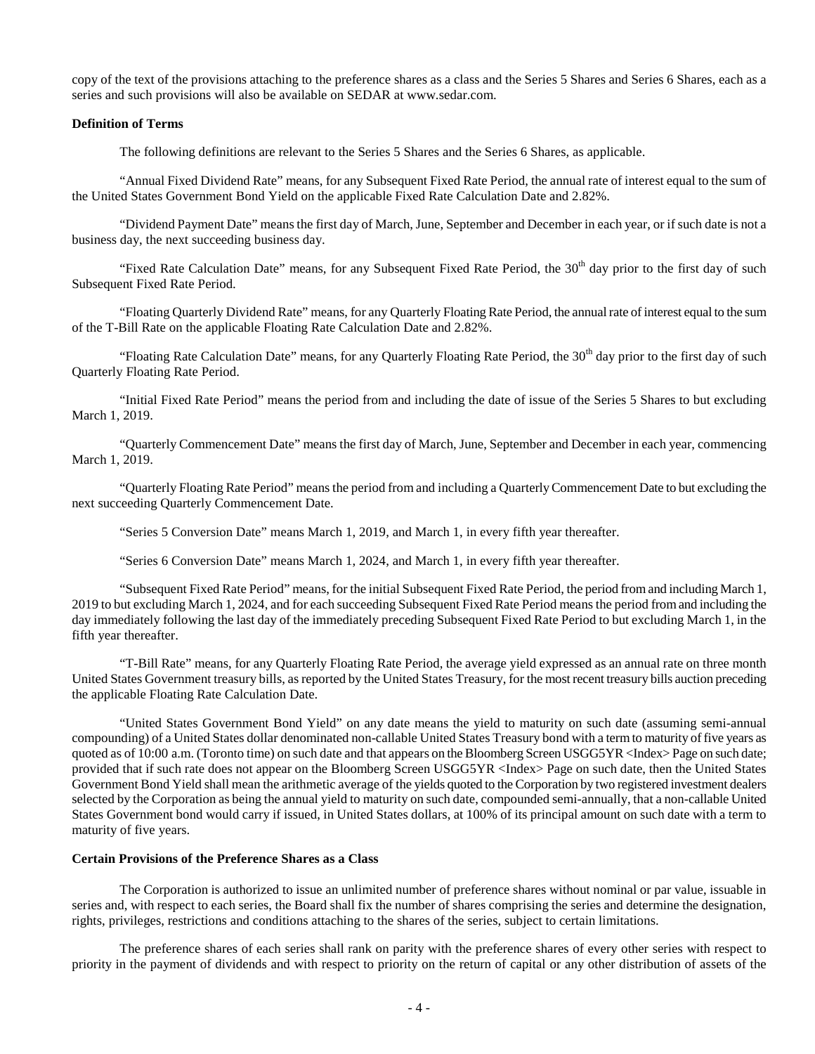copy of the text of the provisions attaching to the preference shares as a class and the Series 5 Shares and Series 6 Shares, each as a series and such provisions will also be available on SEDAR at www.sedar.com.

**Definition of Terms**

The following definitions are relevant to the Series 5 Shares and the Series 6 Shares, as applicable.

"Annual Fixed Dividend Rate" means, for any Subsequent Fixed Rate Period, the annual rate of interest equal to the sum of the United States Government Bond Yield on the applicable Fixed Rate Calculation Date and 2.82%.

"Dividend Payment Date" means the first day of March, June, September and December in each year, or if such date is not a business day, the next succeeding business day.

"Fixed Rate Calculation Date" means, for any Subsequent Fixed Rate Period, the 30th day prior to the first day of such Subsequent Fixed Rate Period.

"Floating Quarterly Dividend Rate" means, for any Quarterly Floating Rate Period, the annual rate of interest equal to the sum of the T-Bill Rate on the applicable Floating Rate Calculation Date and 2.82%.

"Floating Rate Calculation Date" means, for any Quarterly Floating Rate Period, the 30th day prior to the first day of such Quarterly Floating Rate Period.

"Initial Fixed Rate Period" means the period from and including the date of issue of the Series 5 Shares to but excluding March 1, 2019.

"Quarterly Commencement Date" means the first day of March, June, September and December in each year, commencing March 1, 2019.

"Quarterly Floating Rate Period" means the period from and including a Quarterly Commencement Date to but excluding the next succeeding Quarterly Commencement Date.

"Series 5 Conversion Date" means March 1, 2019, and March 1, in every fifth year thereafter.

"Series 6 Conversion Date" means March 1, 2024, and March 1, in every fifth year thereafter.

"Subsequent Fixed Rate Period" means, for the initial Subsequent Fixed Rate Period, the period from and including March 1, 2019 to but excluding March 1, 2024, and for each succeeding Subsequent Fixed Rate Period means the period from and including the day immediately following the last day of the immediately preceding Subsequent Fixed Rate Period to but excluding March 1, in the fifth year thereafter.

"T-Bill Rate" means, for any Quarterly Floating Rate Period, the average yield expressed as an annual rate on three month United States Government treasury bills, as reported by the United States Treasury, for the most recent treasury bills auction preceding the applicable Floating Rate Calculation Date.

"United States Government Bond Yield" on any date means the yield to maturity on such date (assuming semi-annual compounding) of a United States dollar denominated non-callable United States Treasury bond with a term to maturity of five years as quoted as of 10:00 a.m. (Toronto time) on such date and that appears on the Bloomberg Screen USGG5YR <Index> Page on such date; provided that if such rate does not appear on the Bloomberg Screen USGG5YR <Index> Page on such date, then the United States Government Bond Yield shall mean the arithmetic average of the yields quoted to the Corporation by two registered investment dealers selected by the Corporation as being the annual yield to maturity on such date, compounded semi-annually, that a non-callable United States Government bond would carry if issued, in United States dollars, at 100% of its principal amount on such date with a term to maturity of five years.

**Certain Provisions of the Preference Shares as a Class**

The Corporation is authorized to issue an unlimited number of preference shares without nominal or par value, issuable in series and, with respect to each series, the Board shall fix the number of shares comprising the series and determine the designation, rights, privileges, restrictions and conditions attaching to the shares of the series, subject to certain limitations.

The preference shares of each series shall rank on parity with the preference shares of every other series with respect to priority in the payment of dividends and with respect to priority on the return of capital or any other distribution of assets of the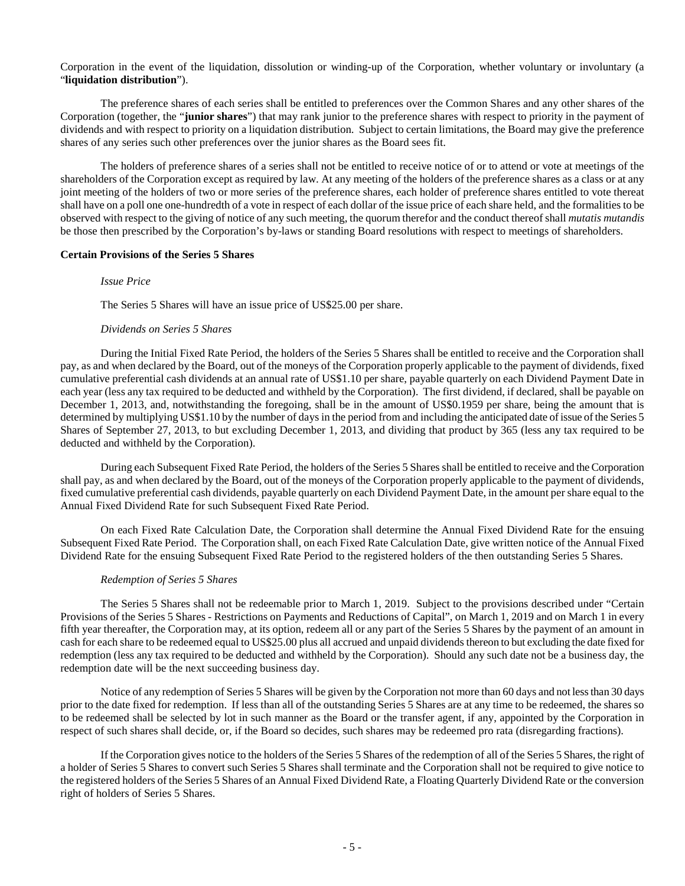Corporation in the event of the liquidation, dissolution or winding-up of the Corporation, whether voluntary or involuntary (a "**liquidation distribution**").

The preference shares of each series shall be entitled to preferences over the Common Shares and any other shares of the Corporation (together, the "**junior shares**") that may rank junior to the preference shares with respect to priority in the payment of dividends and with respect to priority on a liquidation distribution. Subject to certain limitations, the Board may give the preference shares of any series such other preferences over the junior shares as the Board sees fit.

The holders of preference shares of a series shall not be entitled to receive notice of or to attend or vote at meetings of the shareholders of the Corporation except as required by law. At any meeting of the holders of the preference shares as a class or at any joint meeting of the holders of two or more series of the preference shares, each holder of preference shares entitled to vote thereat shall have on a poll one one-hundredth of a vote in respect of each dollar of the issue price of each share held, and the formalities to be observed with respect to the giving of notice of any such meeting, the quorum therefor and the conduct thereof shall *mutatis mutandis* be those then prescribed by the Corporation's by-laws or standing Board resolutions with respect to meetings of shareholders.

**Certain Provisions of the Series 5 Shares**

*Issue Price*

The Series 5 Shares will have an issue price of US$25.00 per share.

*Dividends on Series 5 Shares*

During the Initial Fixed Rate Period, the holders of the Series 5 Shares shall be entitled to receive and the Corporation shall pay, as and when declared by the Board, out of the moneys of the Corporation properly applicable to the payment of dividends, fixed cumulative preferential cash dividends at an annual rate of US$1.10 per share, payable quarterly on each Dividend Payment Date in each year (less any tax required to be deducted and withheld by the Corporation). The first dividend, if declared, shall be payable on December 1, 2013, and, notwithstanding the foregoing, shall be in the amount of US$0.1959 per share, being the amount that is determined by multiplying US$1.10 by the number of days in the period from and including the anticipated date of issue of the Series 5 Shares of September 27, 2013, to but excluding December 1, 2013, and dividing that product by 365 (less any tax required to be deducted and withheld by the Corporation).

During each Subsequent Fixed Rate Period, the holders of the Series 5 Shares shall be entitled to receive and the Corporation shall pay, as and when declared by the Board, out of the moneys of the Corporation properly applicable to the payment of dividends, fixed cumulative preferential cash dividends, payable quarterly on each Dividend Payment Date, in the amount per share equal to the Annual Fixed Dividend Rate for such Subsequent Fixed Rate Period.

On each Fixed Rate Calculation Date, the Corporation shall determine the Annual Fixed Dividend Rate for the ensuing Subsequent Fixed Rate Period. The Corporation shall, on each Fixed Rate Calculation Date, give written notice of the Annual Fixed Dividend Rate for the ensuing Subsequent Fixed Rate Period to the registered holders of the then outstanding Series 5 Shares.

*Redemption of Series 5 Shares*

The Series 5 Shares shall not be redeemable prior to March 1, 2019. Subject to the provisions described under "Certain Provisions of the Series 5 Shares - Restrictions on Payments and Reductions of Capital", on March 1, 2019 and on March 1 in every fifth year thereafter, the Corporation may, at its option, redeem all or any part of the Series 5 Shares by the payment of an amount in cash for each share to be redeemed equal to US$25.00 plus all accrued and unpaid dividends thereon to but excluding the date fixed for redemption (less any tax required to be deducted and withheld by the Corporation). Should any such date not be a business day, the redemption date will be the next succeeding business day.

Notice of any redemption of Series 5 Shares will be given by the Corporation not more than 60 days and not less than 30 days prior to the date fixed for redemption. If less than all of the outstanding Series 5 Shares are at any time to be redeemed, the shares so to be redeemed shall be selected by lot in such manner as the Board or the transfer agent, if any, appointed by the Corporation in respect of such shares shall decide, or, if the Board so decides, such shares may be redeemed pro rata (disregarding fractions).

If the Corporation gives notice to the holders of the Series 5 Shares of the redemption of all of the Series 5 Shares, the right of a holder of Series 5 Shares to convert such Series 5 Shares shall terminate and the Corporation shall not be required to give notice to the registered holders of the Series 5 Shares of an Annual Fixed Dividend Rate, a Floating Quarterly Dividend Rate or the conversion right of holders of Series 5 Shares.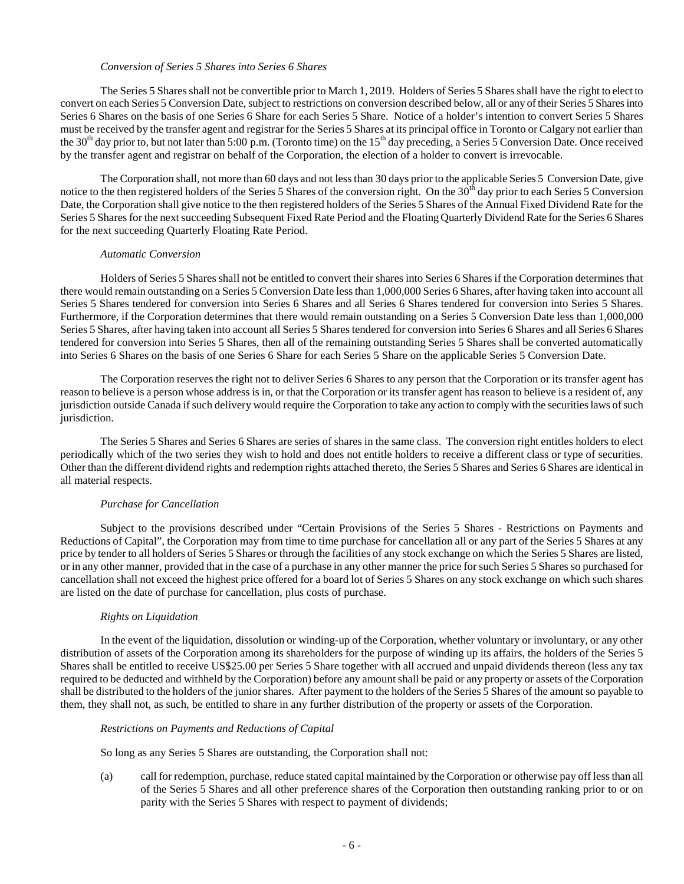*Conversion of Series 5 Shares into Series 6 Shares*

The Series 5 Shares shall not be convertible prior to March 1, 2019. Holders of Series 5 Shares shall have the right to elect to convert on each Series 5 Conversion Date, subject to restrictions on conversion described below, all or any of their Series 5 Shares into Series 6 Shares on the basis of one Series 6 Share for each Series 5 Share. Notice of a holder's intention to convert Series 5 Shares must be received by the transfer agent and registrar for the Series 5 Shares at its principal office in Toronto or Calgary not earlier than the 30th day prior to, but not later than 5:00 p.m. (Toronto time) on the 15th day preceding, a Series 5 Conversion Date. Once received by the transfer agent and registrar on behalf of the Corporation, the election of a holder to convert is irrevocable.

The Corporation shall, not more than 60 days and not less than 30 days prior to the applicable Series 5 Conversion Date, give notice to the then registered holders of the Series 5 Shares of the conversion right. On the 30th day prior to each Series 5 Conversion Date, the Corporation shall give notice to the then registered holders of the Series 5 Shares of the Annual Fixed Dividend Rate for the Series 5 Shares for the next succeeding Subsequent Fixed Rate Period and the Floating Quarterly Dividend Rate for the Series 6 Shares for the next succeeding Quarterly Floating Rate Period.

*Automatic Conversion*

Holders of Series 5 Shares shall not be entitled to convert their shares into Series 6 Shares if the Corporation determines that there would remain outstanding on a Series 5 Conversion Date less than 1,000,000 Series 6 Shares, after having taken into account all Series 5 Shares tendered for conversion into Series 6 Shares and all Series 6 Shares tendered for conversion into Series 5 Shares. Furthermore, if the Corporation determines that there would remain outstanding on a Series 5 Conversion Date less than 1,000,000 Series 5 Shares, after having taken into account all Series 5 Shares tendered for conversion into Series 6 Shares and all Series 6 Shares tendered for conversion into Series 5 Shares, then all of the remaining outstanding Series 5 Shares shall be converted automatically into Series 6 Shares on the basis of one Series 6 Share for each Series 5 Share on the applicable Series 5 Conversion Date.

The Corporation reserves the right not to deliver Series 6 Shares to any person that the Corporation or its transfer agent has reason to believe is a person whose address is in, or that the Corporation or its transfer agent has reason to believe is a resident of, any jurisdiction outside Canada if such delivery would require the Corporation to take any action to comply with the securities laws of such jurisdiction.

The Series 5 Shares and Series 6 Shares are series of shares in the same class. The conversion right entitles holders to elect periodically which of the two series they wish to hold and does not entitle holders to receive a different class or type of securities. Other than the different dividend rights and redemption rights attached thereto, the Series 5 Shares and Series 6 Shares are identical in all material respects.

*Purchase for Cancellation*

Subject to the provisions described under "Certain Provisions of the Series 5 Shares - Restrictions on Payments and Reductions of Capital", the Corporation may from time to time purchase for cancellation all or any part of the Series 5 Shares at any price by tender to all holders of Series 5 Shares or through the facilities of any stock exchange on which the Series 5 Shares are listed, or in any other manner, provided that in the case of a purchase in any other manner the price for such Series 5 Shares so purchased for cancellation shall not exceed the highest price offered for a board lot of Series 5 Shares on any stock exchange on which such shares are listed on the date of purchase for cancellation, plus costs of purchase.

*Rights on Liquidation*

In the event of the liquidation, dissolution or winding-up of the Corporation, whether voluntary or involuntary, or any other distribution of assets of the Corporation among its shareholders for the purpose of winding up its affairs, the holders of the Series 5 Shares shall be entitled to receive US$25.00 per Series 5 Share together with all accrued and unpaid dividends thereon (less any tax required to be deducted and withheld by the Corporation) before any amount shall be paid or any property or assets of the Corporation shall be distributed to the holders of the junior shares. After payment to the holders of the Series 5 Shares of the amount so payable to them, they shall not, as such, be entitled to share in any further distribution of the property or assets of the Corporation.

*Restrictions on Payments and Reductions of Capital*

So long as any Series 5 Shares are outstanding, the Corporation shall not:

(a) call for redemption, purchase, reduce stated capital maintained by the Corporation or otherwise pay off less than all of the Series 5 Shares and all other preference shares of the Corporation then outstanding ranking prior to or on parity with the Series 5 Shares with respect to payment of dividends;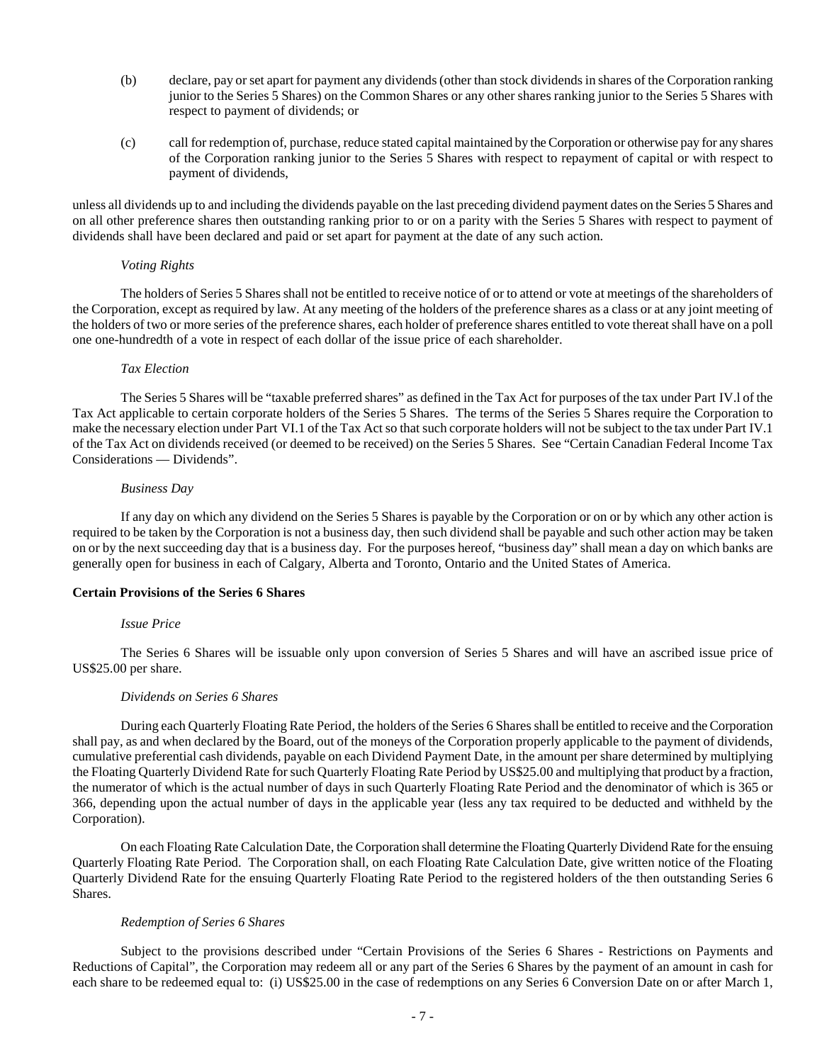(b) declare, pay or set apart for payment any dividends (other than stock dividends in shares of the Corporation ranking junior to the Series 5 Shares) on the Common Shares or any other shares ranking junior to the Series 5 Shares with respect to payment of dividends; or

(c) call for redemption of, purchase, reduce stated capital maintained by the Corporation or otherwise pay for any shares of the Corporation ranking junior to the Series 5 Shares with respect to repayment of capital or with respect to payment of dividends,

unless all dividends up to and including the dividends payable on the last preceding dividend payment dates on the Series 5 Shares and on all other preference shares then outstanding ranking prior to or on a parity with the Series 5 Shares with respect to payment of dividends shall have been declared and paid or set apart for payment at the date of any such action.

*Voting Rights*

The holders of Series 5 Shares shall not be entitled to receive notice of or to attend or vote at meetings of the shareholders of the Corporation, except as required by law. At any meeting of the holders of the preference shares as a class or at any joint meeting of the holders of two or more series of the preference shares, each holder of preference shares entitled to vote thereat shall have on a poll one one-hundredth of a vote in respect of each dollar of the issue price of each shareholder.

*Tax Election*

The Series 5 Shares will be "taxable preferred shares" as defined in the Tax Act for purposes of the tax under Part IV.l of the Tax Act applicable to certain corporate holders of the Series 5 Shares. The terms of the Series 5 Shares require the Corporation to make the necessary election under Part VI.1 of the Tax Act so that such corporate holders will not be subject to the tax under Part IV.1 of the Tax Act on dividends received (or deemed to be received) on the Series 5 Shares. See "Certain Canadian Federal Income Tax Considerations — Dividends".

*Business Day*

If any day on which any dividend on the Series 5 Shares is payable by the Corporation or on or by which any other action is required to be taken by the Corporation is not a business day, then such dividend shall be payable and such other action may be taken on or by the next succeeding day that is a business day. For the purposes hereof, "business day" shall mean a day on which banks are generally open for business in each of Calgary, Alberta and Toronto, Ontario and the United States of America.

**Certain Provisions of the Series 6 Shares**

*Issue Price*

The Series 6 Shares will be issuable only upon conversion of Series 5 Shares and will have an ascribed issue price of US$25.00 per share.

*Dividends on Series 6 Shares*

During each Quarterly Floating Rate Period, the holders of the Series 6 Shares shall be entitled to receive and the Corporation shall pay, as and when declared by the Board, out of the moneys of the Corporation properly applicable to the payment of dividends, cumulative preferential cash dividends, payable on each Dividend Payment Date, in the amount per share determined by multiplying the Floating Quarterly Dividend Rate for such Quarterly Floating Rate Period by US$25.00 and multiplying that product by a fraction, the numerator of which is the actual number of days in such Quarterly Floating Rate Period and the denominator of which is 365 or 366, depending upon the actual number of days in the applicable year (less any tax required to be deducted and withheld by the Corporation).

On each Floating Rate Calculation Date, the Corporation shall determine the Floating Quarterly Dividend Rate for the ensuing Quarterly Floating Rate Period. The Corporation shall, on each Floating Rate Calculation Date, give written notice of the Floating Quarterly Dividend Rate for the ensuing Quarterly Floating Rate Period to the registered holders of the then outstanding Series 6 Shares.

*Redemption of Series 6 Shares*

Subject to the provisions described under "Certain Provisions of the Series 6 Shares - Restrictions on Payments and Reductions of Capital", the Corporation may redeem all or any part of the Series 6 Shares by the payment of an amount in cash for each share to be redeemed equal to: (i) US$25.00 in the case of redemptions on any Series 6 Conversion Date on or after March 1,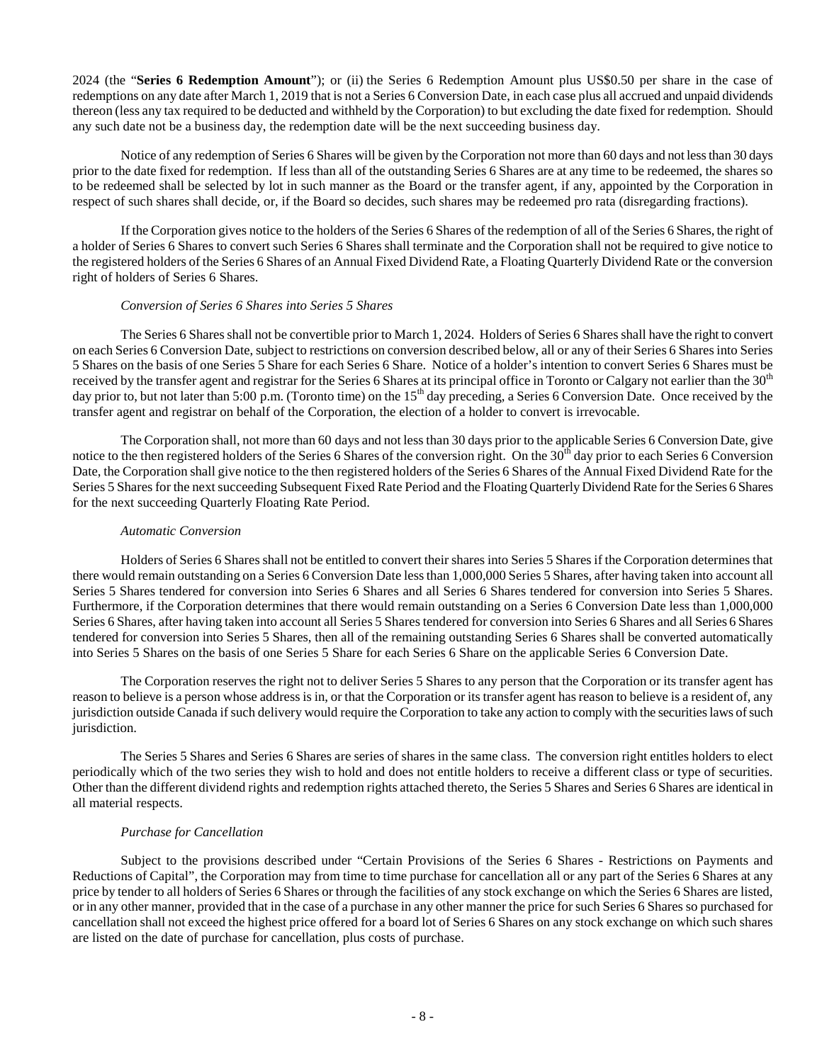2024 (the "**Series 6 Redemption Amount**"); or (ii) the Series 6 Redemption Amount plus US$0.50 per share in the case of redemptions on any date after March 1, 2019 that is not a Series 6 Conversion Date, in each case plus all accrued and unpaid dividends thereon (less any tax required to be deducted and withheld by the Corporation) to but excluding the date fixed for redemption. Should any such date not be a business day, the redemption date will be the next succeeding business day.

Notice of any redemption of Series 6 Shares will be given by the Corporation not more than 60 days and not less than 30 days prior to the date fixed for redemption. If less than all of the outstanding Series 6 Shares are at any time to be redeemed, the shares so to be redeemed shall be selected by lot in such manner as the Board or the transfer agent, if any, appointed by the Corporation in respect of such shares shall decide, or, if the Board so decides, such shares may be redeemed pro rata (disregarding fractions).

If the Corporation gives notice to the holders of the Series 6 Shares of the redemption of all of the Series 6 Shares, the right of a holder of Series 6 Shares to convert such Series 6 Shares shall terminate and the Corporation shall not be required to give notice to the registered holders of the Series 6 Shares of an Annual Fixed Dividend Rate, a Floating Quarterly Dividend Rate or the conversion right of holders of Series 6 Shares.

*Conversion of Series 6 Shares into Series 5 Shares*

The Series 6 Shares shall not be convertible prior to March 1, 2024. Holders of Series 6 Shares shall have the right to convert on each Series 6 Conversion Date, subject to restrictions on conversion described below, all or any of their Series 6 Shares into Series 5 Shares on the basis of one Series 5 Share for each Series 6 Share. Notice of a holder's intention to convert Series 6 Shares must be received by the transfer agent and registrar for the Series 6 Shares at its principal office in Toronto or Calgary not earlier than the 30th day prior to, but not later than 5:00 p.m. (Toronto time) on the 15th day preceding, a Series 6 Conversion Date. Once received by the transfer agent and registrar on behalf of the Corporation, the election of a holder to convert is irrevocable.

The Corporation shall, not more than 60 days and not less than 30 days prior to the applicable Series 6 Conversion Date, give notice to the then registered holders of the Series 6 Shares of the conversion right. On the 30th day prior to each Series 6 Conversion Date, the Corporation shall give notice to the then registered holders of the Series 6 Shares of the Annual Fixed Dividend Rate for the Series 5 Shares for the next succeeding Subsequent Fixed Rate Period and the Floating Quarterly Dividend Rate for the Series 6 Shares for the next succeeding Quarterly Floating Rate Period.

*Automatic Conversion*

Holders of Series 6 Shares shall not be entitled to convert their shares into Series 5 Shares if the Corporation determines that there would remain outstanding on a Series 6 Conversion Date less than 1,000,000 Series 5 Shares, after having taken into account all Series 5 Shares tendered for conversion into Series 6 Shares and all Series 6 Shares tendered for conversion into Series 5 Shares. Furthermore, if the Corporation determines that there would remain outstanding on a Series 6 Conversion Date less than 1,000,000 Series 6 Shares, after having taken into account all Series 5 Shares tendered for conversion into Series 6 Shares and all Series 6 Shares tendered for conversion into Series 5 Shares, then all of the remaining outstanding Series 6 Shares shall be converted automatically into Series 5 Shares on the basis of one Series 5 Share for each Series 6 Share on the applicable Series 6 Conversion Date.

The Corporation reserves the right not to deliver Series 5 Shares to any person that the Corporation or its transfer agent has reason to believe is a person whose address is in, or that the Corporation or its transfer agent has reason to believe is a resident of, any jurisdiction outside Canada if such delivery would require the Corporation to take any action to comply with the securities laws of such jurisdiction.

The Series 5 Shares and Series 6 Shares are series of shares in the same class. The conversion right entitles holders to elect periodically which of the two series they wish to hold and does not entitle holders to receive a different class or type of securities. Other than the different dividend rights and redemption rights attached thereto, the Series 5 Shares and Series 6 Shares are identical in all material respects.

*Purchase for Cancellation*

Subject to the provisions described under "Certain Provisions of the Series 6 Shares - Restrictions on Payments and Reductions of Capital", the Corporation may from time to time purchase for cancellation all or any part of the Series 6 Shares at any price by tender to all holders of Series 6 Shares or through the facilities of any stock exchange on which the Series 6 Shares are listed, or in any other manner, provided that in the case of a purchase in any other manner the price for such Series 6 Shares so purchased for cancellation shall not exceed the highest price offered for a board lot of Series 6 Shares on any stock exchange on which such shares are listed on the date of purchase for cancellation, plus costs of purchase.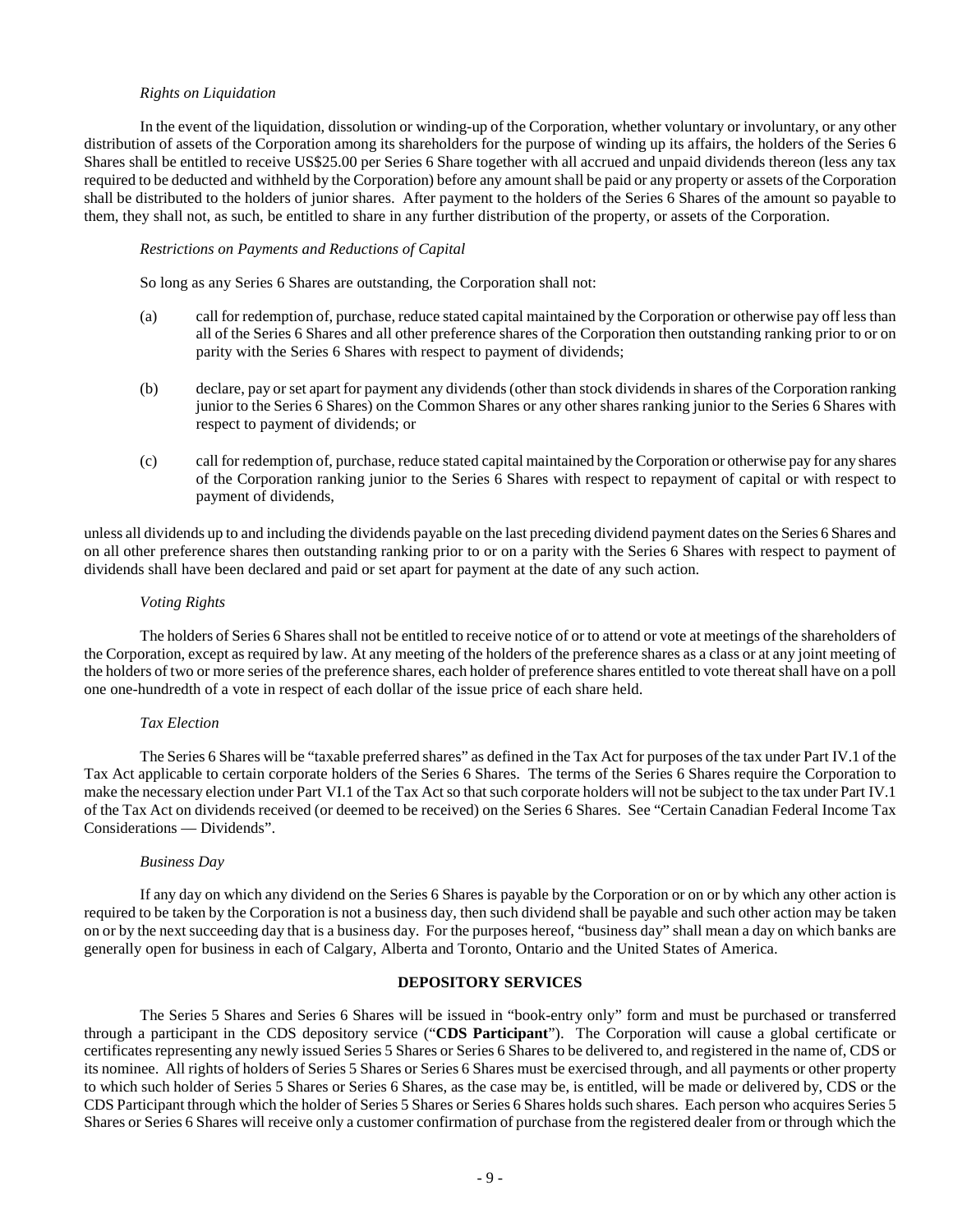*Rights on Liquidation*

In the event of the liquidation, dissolution or winding-up of the Corporation, whether voluntary or involuntary, or any other distribution of assets of the Corporation among its shareholders for the purpose of winding up its affairs, the holders of the Series 6 Shares shall be entitled to receive US$25.00 per Series 6 Share together with all accrued and unpaid dividends thereon (less any tax required to be deducted and withheld by the Corporation) before any amount shall be paid or any property or assets of the Corporation shall be distributed to the holders of junior shares. After payment to the holders of the Series 6 Shares of the amount so payable to them, they shall not, as such, be entitled to share in any further distribution of the property, or assets of the Corporation.

*Restrictions on Payments and Reductions of Capital*

So long as any Series 6 Shares are outstanding, the Corporation shall not:

(a) call for redemption of, purchase, reduce stated capital maintained by the Corporation or otherwise pay off less than all of the Series 6 Shares and all other preference shares of the Corporation then outstanding ranking prior to or on parity with the Series 6 Shares with respect to payment of dividends;

(b) declare, pay or set apart for payment any dividends (other than stock dividends in shares of the Corporation ranking junior to the Series 6 Shares) on the Common Shares or any other shares ranking junior to the Series 6 Shares with respect to payment of dividends; or

(c) call for redemption of, purchase, reduce stated capital maintained by the Corporation or otherwise pay for any shares of the Corporation ranking junior to the Series 6 Shares with respect to repayment of capital or with respect to payment of dividends,

unless all dividends up to and including the dividends payable on the last preceding dividend payment dates on the Series 6 Shares and on all other preference shares then outstanding ranking prior to or on a parity with the Series 6 Shares with respect to payment of dividends shall have been declared and paid or set apart for payment at the date of any such action.

*Voting Rights*

The holders of Series 6 Shares shall not be entitled to receive notice of or to attend or vote at meetings of the shareholders of the Corporation, except as required by law. At any meeting of the holders of the preference shares as a class or at any joint meeting of the holders of two or more series of the preference shares, each holder of preference shares entitled to vote thereat shall have on a poll one one-hundredth of a vote in respect of each dollar of the issue price of each share held.

*Tax Election*

The Series 6 Shares will be "taxable preferred shares" as defined in the Tax Act for purposes of the tax under Part IV.1 of the Tax Act applicable to certain corporate holders of the Series 6 Shares. The terms of the Series 6 Shares require the Corporation to make the necessary election under Part VI.1 of the Tax Act so that such corporate holders will not be subject to the tax under Part IV.1 of the Tax Act on dividends received (or deemed to be received) on the Series 6 Shares. See "Certain Canadian Federal Income Tax Considerations — Dividends".

*Business Day*

If any day on which any dividend on the Series 6 Shares is payable by the Corporation or on or by which any other action is required to be taken by the Corporation is not a business day, then such dividend shall be payable and such other action may be taken on or by the next succeeding day that is a business day. For the purposes hereof, "business day" shall mean a day on which banks are generally open for business in each of Calgary, Alberta and Toronto, Ontario and the United States of America.

## DEPOSITORY SERVICES

The Series 5 Shares and Series 6 Shares will be issued in "book-entry only" form and must be purchased or transferred through a participant in the CDS depository service ("**CDS Participant**"). The Corporation will cause a global certificate or certificates representing any newly issued Series 5 Shares or Series 6 Shares to be delivered to, and registered in the name of, CDS or its nominee. All rights of holders of Series 5 Shares or Series 6 Shares must be exercised through, and all payments or other property to which such holder of Series 5 Shares or Series 6 Shares, as the case may be, is entitled, will be made or delivered by, CDS or the CDS Participant through which the holder of Series 5 Shares or Series 6 Shares holds such shares. Each person who acquires Series 5 Shares or Series 6 Shares will receive only a customer confirmation of purchase from the registered dealer from or through which the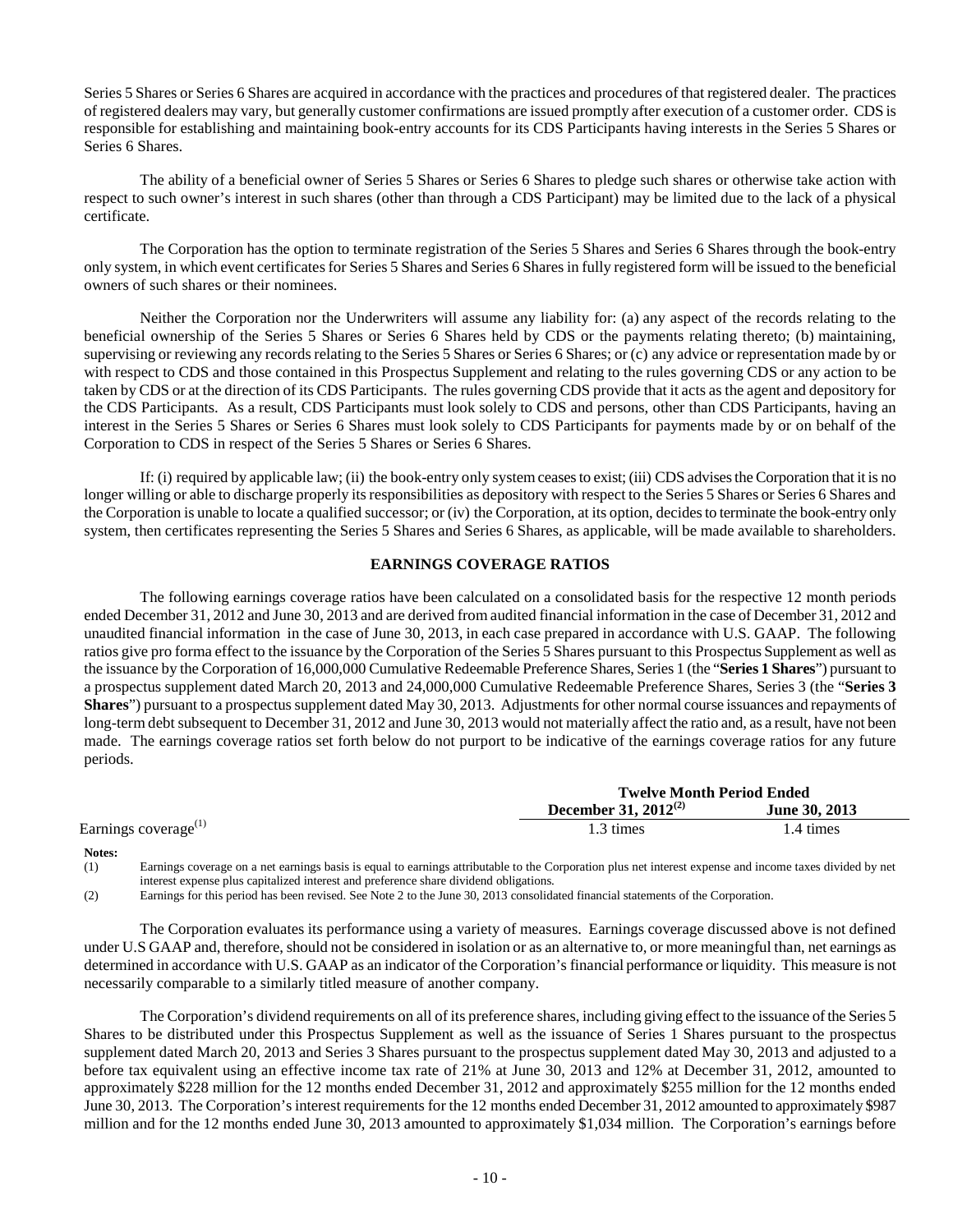Series 5 Shares or Series 6 Shares are acquired in accordance with the practices and procedures of that registered dealer. The practices of registered dealers may vary, but generally customer confirmations are issued promptly after execution of a customer order. CDS is responsible for establishing and maintaining book-entry accounts for its CDS Participants having interests in the Series 5 Shares or Series 6 Shares.

The ability of a beneficial owner of Series 5 Shares or Series 6 Shares to pledge such shares or otherwise take action with respect to such owner's interest in such shares (other than through a CDS Participant) may be limited due to the lack of a physical certificate.

The Corporation has the option to terminate registration of the Series 5 Shares and Series 6 Shares through the book-entry only system, in which event certificates for Series 5 Shares and Series 6 Shares in fully registered form will be issued to the beneficial owners of such shares or their nominees.

Neither the Corporation nor the Underwriters will assume any liability for: (a) any aspect of the records relating to the beneficial ownership of the Series 5 Shares or Series 6 Shares held by CDS or the payments relating thereto; (b) maintaining, supervising or reviewing any records relating to the Series 5 Shares or Series 6 Shares; or (c) any advice or representation made by or with respect to CDS and those contained in this Prospectus Supplement and relating to the rules governing CDS or any action to be taken by CDS or at the direction of its CDS Participants. The rules governing CDS provide that it acts as the agent and depository for the CDS Participants. As a result, CDS Participants must look solely to CDS and persons, other than CDS Participants, having an interest in the Series 5 Shares or Series 6 Shares must look solely to CDS Participants for payments made by or on behalf of the Corporation to CDS in respect of the Series 5 Shares or Series 6 Shares.

If: (i) required by applicable law; (ii) the book-entry only system ceases to exist; (iii) CDS advises the Corporation that it is no longer willing or able to discharge properly its responsibilities as depository with respect to the Series 5 Shares or Series 6 Shares and the Corporation is unable to locate a qualified successor; or (iv) the Corporation, at its option, decides to terminate the book-entry only system, then certificates representing the Series 5 Shares and Series 6 Shares, as applicable, will be made available to shareholders.

## EARNINGS COVERAGE RATIOS

The following earnings coverage ratios have been calculated on a consolidated basis for the respective 12 month periods ended December 31, 2012 and June 30, 2013 and are derived from audited financial information in the case of December 31, 2012 and unaudited financial information in the case of June 30, 2013, in each case prepared in accordance with U.S. GAAP. The following ratios give pro forma effect to the issuance by the Corporation of the Series 5 Shares pursuant to this Prospectus Supplement as well as the issuance by the Corporation of 16,000,000 Cumulative Redeemable Preference Shares, Series 1 (the "**Series 1 Shares**") pursuant to a prospectus supplement dated March 20, 2013 and 24,000,000 Cumulative Redeemable Preference Shares, Series 3 (the "**Series 3 Shares**") pursuant to a prospectus supplement dated May 30, 2013. Adjustments for other normal course issuances and repayments of long-term debt subsequent to December 31, 2012 and June 30, 2013 would not materially affect the ratio and, as a result, have not been made. The earnings coverage ratios set forth below do not purport to be indicative of the earnings coverage ratios for any future periods.

| | **Twelve Month Period Ended** | |
|---|---|---|
| | **December 31, 2012**[(2)] | **June 30, 2013** |
| Earnings coverage[(1)] | 1.3 times | 1.4 times |

**Notes:**

(1) Earnings coverage on a net earnings basis is equal to earnings attributable to the Corporation plus net interest expense and income taxes divided by net interest expense plus capitalized interest and preference share dividend obligations.

(2) Earnings for this period has been revised. See Note 2 to the June 30, 2013 consolidated financial statements of the Corporation.

The Corporation evaluates its performance using a variety of measures. Earnings coverage discussed above is not defined under U.S GAAP and, therefore, should not be considered in isolation or as an alternative to, or more meaningful than, net earnings as determined in accordance with U.S. GAAP as an indicator of the Corporation's financial performance or liquidity. This measure is not necessarily comparable to a similarly titled measure of another company.

The Corporation's dividend requirements on all of its preference shares, including giving effect to the issuance of the Series 5 Shares to be distributed under this Prospectus Supplement as well as the issuance of Series 1 Shares pursuant to the prospectus supplement dated March 20, 2013 and Series 3 Shares pursuant to the prospectus supplement dated May 30, 2013 and adjusted to a before tax equivalent using an effective income tax rate of 21% at June 30, 2013 and 12% at December 31, 2012, amounted to approximately $228 million for the 12 months ended December 31, 2012 and approximately $255 million for the 12 months ended June 30, 2013. The Corporation's interest requirements for the 12 months ended December 31, 2012 amounted to approximately $987 million and for the 12 months ended June 30, 2013 amounted to approximately $1,034 million. The Corporation's earnings before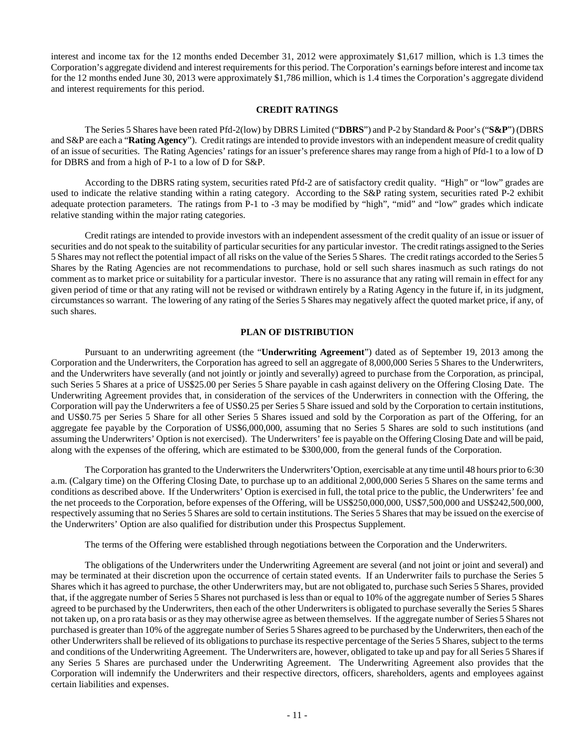interest and income tax for the 12 months ended December 31, 2012 were approximately $1,617 million, which is 1.3 times the Corporation's aggregate dividend and interest requirements for this period. The Corporation's earnings before interest and income tax for the 12 months ended June 30, 2013 were approximately $1,786 million, which is 1.4 times the Corporation's aggregate dividend and interest requirements for this period.

## CREDIT RATINGS

The Series 5 Shares have been rated Pfd-2(low) by DBRS Limited ("**DBRS**") and P-2 by Standard & Poor's ("**S&P**") (DBRS and S&P are each a "**Rating Agency**"). Credit ratings are intended to provide investors with an independent measure of credit quality of an issue of securities. The Rating Agencies' ratings for an issuer's preference shares may range from a high of Pfd-1 to a low of D for DBRS and from a high of P-1 to a low of D for S&P.

According to the DBRS rating system, securities rated Pfd-2 are of satisfactory credit quality. "High" or "low" grades are used to indicate the relative standing within a rating category. According to the S&P rating system, securities rated P-2 exhibit adequate protection parameters. The ratings from P-1 to -3 may be modified by "high", "mid" and "low" grades which indicate relative standing within the major rating categories.

Credit ratings are intended to provide investors with an independent assessment of the credit quality of an issue or issuer of securities and do not speak to the suitability of particular securities for any particular investor. The credit ratings assigned to the Series 5 Shares may not reflect the potential impact of all risks on the value of the Series 5 Shares. The credit ratings accorded to the Series 5 Shares by the Rating Agencies are not recommendations to purchase, hold or sell such shares inasmuch as such ratings do not comment as to market price or suitability for a particular investor. There is no assurance that any rating will remain in effect for any given period of time or that any rating will not be revised or withdrawn entirely by a Rating Agency in the future if, in its judgment, circumstances so warrant. The lowering of any rating of the Series 5 Shares may negatively affect the quoted market price, if any, of such shares.

## PLAN OF DISTRIBUTION

Pursuant to an underwriting agreement (the "**Underwriting Agreement**") dated as of September 19, 2013 among the Corporation and the Underwriters, the Corporation has agreed to sell an aggregate of 8,000,000 Series 5 Shares to the Underwriters, and the Underwriters have severally (and not jointly or jointly and severally) agreed to purchase from the Corporation, as principal, such Series 5 Shares at a price of US$25.00 per Series 5 Share payable in cash against delivery on the Offering Closing Date. The Underwriting Agreement provides that, in consideration of the services of the Underwriters in connection with the Offering, the Corporation will pay the Underwriters a fee of US$0.25 per Series 5 Share issued and sold by the Corporation to certain institutions, and US$0.75 per Series 5 Share for all other Series 5 Shares issued and sold by the Corporation as part of the Offering, for an aggregate fee payable by the Corporation of US$6,000,000, assuming that no Series 5 Shares are sold to such institutions (and assuming the Underwriters' Option is not exercised). The Underwriters' fee is payable on the Offering Closing Date and will be paid, along with the expenses of the offering, which are estimated to be $300,000, from the general funds of the Corporation.

The Corporation has granted to the Underwriters the Underwriters' Option, exercisable at any time until 48 hours prior to 6:30 a.m. (Calgary time) on the Offering Closing Date, to purchase up to an additional 2,000,000 Series 5 Shares on the same terms and conditions as described above. If the Underwriters' Option is exercised in full, the total price to the public, the Underwriters' fee and the net proceeds to the Corporation, before expenses of the Offering, will be US$250,000,000, US$7,500,000 and US$242,500,000, respectively assuming that no Series 5 Shares are sold to certain institutions. The Series 5 Shares that may be issued on the exercise of the Underwriters' Option are also qualified for distribution under this Prospectus Supplement.

The terms of the Offering were established through negotiations between the Corporation and the Underwriters.

The obligations of the Underwriters under the Underwriting Agreement are several (and not joint or joint and several) and may be terminated at their discretion upon the occurrence of certain stated events. If an Underwriter fails to purchase the Series 5 Shares which it has agreed to purchase, the other Underwriters may, but are not obligated to, purchase such Series 5 Shares, provided that, if the aggregate number of Series 5 Shares not purchased is less than or equal to 10% of the aggregate number of Series 5 Shares agreed to be purchased by the Underwriters, then each of the other Underwriters is obligated to purchase severally the Series 5 Shares not taken up, on a pro rata basis or as they may otherwise agree as between themselves. If the aggregate number of Series 5 Shares not purchased is greater than 10% of the aggregate number of Series 5 Shares agreed to be purchased by the Underwriters, then each of the other Underwriters shall be relieved of its obligations to purchase its respective percentage of the Series 5 Shares, subject to the terms and conditions of the Underwriting Agreement. The Underwriters are, however, obligated to take up and pay for all Series 5 Shares if any Series 5 Shares are purchased under the Underwriting Agreement. The Underwriting Agreement also provides that the Corporation will indemnify the Underwriters and their respective directors, officers, shareholders, agents and employees against certain liabilities and expenses.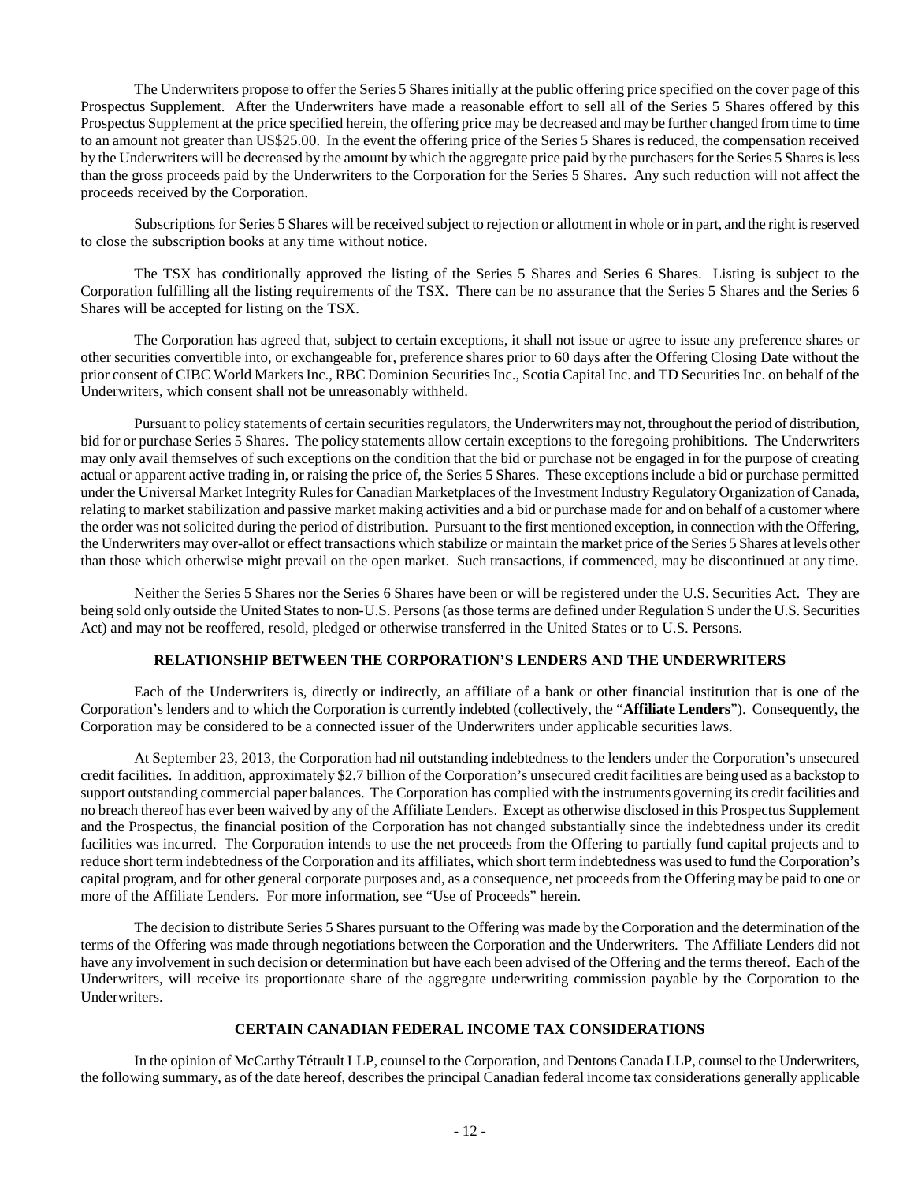The Underwriters propose to offer the Series 5 Shares initially at the public offering price specified on the cover page of this Prospectus Supplement. After the Underwriters have made a reasonable effort to sell all of the Series 5 Shares offered by this Prospectus Supplement at the price specified herein, the offering price may be decreased and may be further changed from time to time to an amount not greater than US$25.00. In the event the offering price of the Series 5 Shares is reduced, the compensation received by the Underwriters will be decreased by the amount by which the aggregate price paid by the purchasers for the Series 5 Shares is less than the gross proceeds paid by the Underwriters to the Corporation for the Series 5 Shares. Any such reduction will not affect the proceeds received by the Corporation.

Subscriptions for Series 5 Shares will be received subject to rejection or allotment in whole or in part, and the right is reserved to close the subscription books at any time without notice.

The TSX has conditionally approved the listing of the Series 5 Shares and Series 6 Shares. Listing is subject to the Corporation fulfilling all the listing requirements of the TSX. There can be no assurance that the Series 5 Shares and the Series 6 Shares will be accepted for listing on the TSX.

The Corporation has agreed that, subject to certain exceptions, it shall not issue or agree to issue any preference shares or other securities convertible into, or exchangeable for, preference shares prior to 60 days after the Offering Closing Date without the prior consent of CIBC World Markets Inc., RBC Dominion Securities Inc., Scotia Capital Inc. and TD Securities Inc. on behalf of the Underwriters, which consent shall not be unreasonably withheld.

Pursuant to policy statements of certain securities regulators, the Underwriters may not, throughout the period of distribution, bid for or purchase Series 5 Shares. The policy statements allow certain exceptions to the foregoing prohibitions. The Underwriters may only avail themselves of such exceptions on the condition that the bid or purchase not be engaged in for the purpose of creating actual or apparent active trading in, or raising the price of, the Series 5 Shares. These exceptions include a bid or purchase permitted under the Universal Market Integrity Rules for Canadian Marketplaces of the Investment Industry Regulatory Organization of Canada, relating to market stabilization and passive market making activities and a bid or purchase made for and on behalf of a customer where the order was not solicited during the period of distribution. Pursuant to the first mentioned exception, in connection with the Offering, the Underwriters may over-allot or effect transactions which stabilize or maintain the market price of the Series 5 Shares at levels other than those which otherwise might prevail on the open market. Such transactions, if commenced, may be discontinued at any time.

Neither the Series 5 Shares nor the Series 6 Shares have been or will be registered under the U.S. Securities Act. They are being sold only outside the United States to non-U.S. Persons (as those terms are defined under Regulation S under the U.S. Securities Act) and may not be reoffered, resold, pledged or otherwise transferred in the United States or to U.S. Persons.

## RELATIONSHIP BETWEEN THE CORPORATION'S LENDERS AND THE UNDERWRITERS

Each of the Underwriters is, directly or indirectly, an affiliate of a bank or other financial institution that is one of the Corporation's lenders and to which the Corporation is currently indebted (collectively, the "**Affiliate Lenders**"). Consequently, the Corporation may be considered to be a connected issuer of the Underwriters under applicable securities laws.

At September 23, 2013, the Corporation had nil outstanding indebtedness to the lenders under the Corporation's unsecured credit facilities. In addition, approximately $2.7 billion of the Corporation's unsecured credit facilities are being used as a backstop to support outstanding commercial paper balances. The Corporation has complied with the instruments governing its credit facilities and no breach thereof has ever been waived by any of the Affiliate Lenders. Except as otherwise disclosed in this Prospectus Supplement and the Prospectus, the financial position of the Corporation has not changed substantially since the indebtedness under its credit facilities was incurred. The Corporation intends to use the net proceeds from the Offering to partially fund capital projects and to reduce short term indebtedness of the Corporation and its affiliates, which short term indebtedness was used to fund the Corporation's capital program, and for other general corporate purposes and, as a consequence, net proceeds from the Offering may be paid to one or more of the Affiliate Lenders. For more information, see "Use of Proceeds" herein.

The decision to distribute Series 5 Shares pursuant to the Offering was made by the Corporation and the determination of the terms of the Offering was made through negotiations between the Corporation and the Underwriters. The Affiliate Lenders did not have any involvement in such decision or determination but have each been advised of the Offering and the terms thereof. Each of the Underwriters, will receive its proportionate share of the aggregate underwriting commission payable by the Corporation to the Underwriters.

## CERTAIN CANADIAN FEDERAL INCOME TAX CONSIDERATIONS

In the opinion of McCarthy Tétrault LLP, counsel to the Corporation, and Dentons Canada LLP, counsel to the Underwriters, the following summary, as of the date hereof, describes the principal Canadian federal income tax considerations generally applicable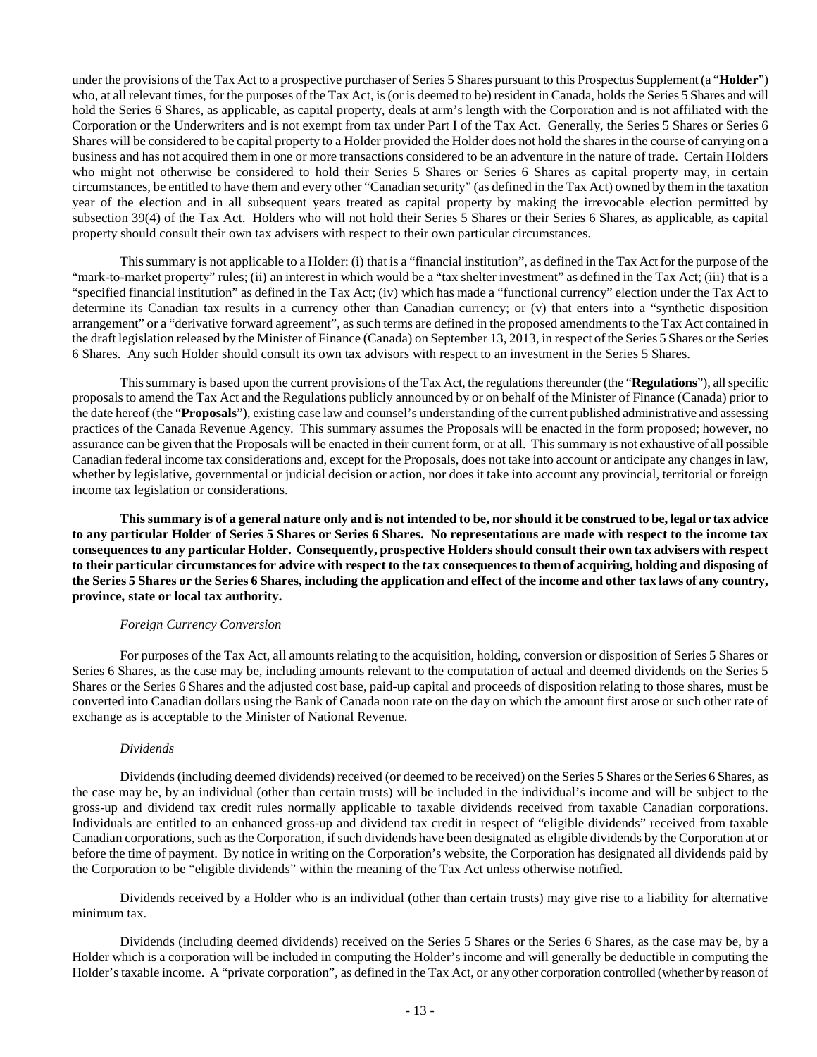under the provisions of the Tax Act to a prospective purchaser of Series 5 Shares pursuant to this Prospectus Supplement (a "**Holder**") who, at all relevant times, for the purposes of the Tax Act, is (or is deemed to be) resident in Canada, holds the Series 5 Shares and will hold the Series 6 Shares, as applicable, as capital property, deals at arm's length with the Corporation and is not affiliated with the Corporation or the Underwriters and is not exempt from tax under Part I of the Tax Act. Generally, the Series 5 Shares or Series 6 Shares will be considered to be capital property to a Holder provided the Holder does not hold the shares in the course of carrying on a business and has not acquired them in one or more transactions considered to be an adventure in the nature of trade. Certain Holders who might not otherwise be considered to hold their Series 5 Shares or Series 6 Shares as capital property may, in certain circumstances, be entitled to have them and every other "Canadian security" (as defined in the Tax Act) owned by them in the taxation year of the election and in all subsequent years treated as capital property by making the irrevocable election permitted by subsection 39(4) of the Tax Act. Holders who will not hold their Series 5 Shares or their Series 6 Shares, as applicable, as capital property should consult their own tax advisers with respect to their own particular circumstances.

This summary is not applicable to a Holder: (i) that is a "financial institution", as defined in the Tax Act for the purpose of the "mark-to-market property" rules; (ii) an interest in which would be a "tax shelter investment" as defined in the Tax Act; (iii) that is a "specified financial institution" as defined in the Tax Act; (iv) which has made a "functional currency" election under the Tax Act to determine its Canadian tax results in a currency other than Canadian currency; or (v) that enters into a "synthetic disposition arrangement" or a "derivative forward agreement", as such terms are defined in the proposed amendments to the Tax Act contained in the draft legislation released by the Minister of Finance (Canada) on September 13, 2013, in respect of the Series 5 Shares or the Series 6 Shares. Any such Holder should consult its own tax advisors with respect to an investment in the Series 5 Shares.

This summary is based upon the current provisions of the Tax Act, the regulations thereunder (the "**Regulations**"), all specific proposals to amend the Tax Act and the Regulations publicly announced by or on behalf of the Minister of Finance (Canada) prior to the date hereof (the "**Proposals**"), existing case law and counsel's understanding of the current published administrative and assessing practices of the Canada Revenue Agency. This summary assumes the Proposals will be enacted in the form proposed; however, no assurance can be given that the Proposals will be enacted in their current form, or at all. This summary is not exhaustive of all possible Canadian federal income tax considerations and, except for the Proposals, does not take into account or anticipate any changes in law, whether by legislative, governmental or judicial decision or action, nor does it take into account any provincial, territorial or foreign income tax legislation or considerations.

**This summary is of a general nature only and is not intended to be, nor should it be construed to be, legal or tax advice to any particular Holder of Series 5 Shares or Series 6 Shares. No representations are made with respect to the income tax consequences to any particular Holder. Consequently, prospective Holders should consult their own tax advisers with respect to their particular circumstances for advice with respect to the tax consequences to them of acquiring, holding and disposing of the Series 5 Shares or the Series 6 Shares, including the application and effect of the income and other tax laws of any country, province, state or local tax authority.**

*Foreign Currency Conversion*

For purposes of the Tax Act, all amounts relating to the acquisition, holding, conversion or disposition of Series 5 Shares or Series 6 Shares, as the case may be, including amounts relevant to the computation of actual and deemed dividends on the Series 5 Shares or the Series 6 Shares and the adjusted cost base, paid-up capital and proceeds of disposition relating to those shares, must be converted into Canadian dollars using the Bank of Canada noon rate on the day on which the amount first arose or such other rate of exchange as is acceptable to the Minister of National Revenue.

*Dividends*

Dividends (including deemed dividends) received (or deemed to be received) on the Series 5 Shares or the Series 6 Shares, as the case may be, by an individual (other than certain trusts) will be included in the individual's income and will be subject to the gross-up and dividend tax credit rules normally applicable to taxable dividends received from taxable Canadian corporations. Individuals are entitled to an enhanced gross-up and dividend tax credit in respect of "eligible dividends" received from taxable Canadian corporations, such as the Corporation, if such dividends have been designated as eligible dividends by the Corporation at or before the time of payment. By notice in writing on the Corporation's website, the Corporation has designated all dividends paid by the Corporation to be "eligible dividends" within the meaning of the Tax Act unless otherwise notified.

Dividends received by a Holder who is an individual (other than certain trusts) may give rise to a liability for alternative minimum tax.

Dividends (including deemed dividends) received on the Series 5 Shares or the Series 6 Shares, as the case may be, by a Holder which is a corporation will be included in computing the Holder's income and will generally be deductible in computing the Holder's taxable income. A "private corporation", as defined in the Tax Act, or any other corporation controlled (whether by reason of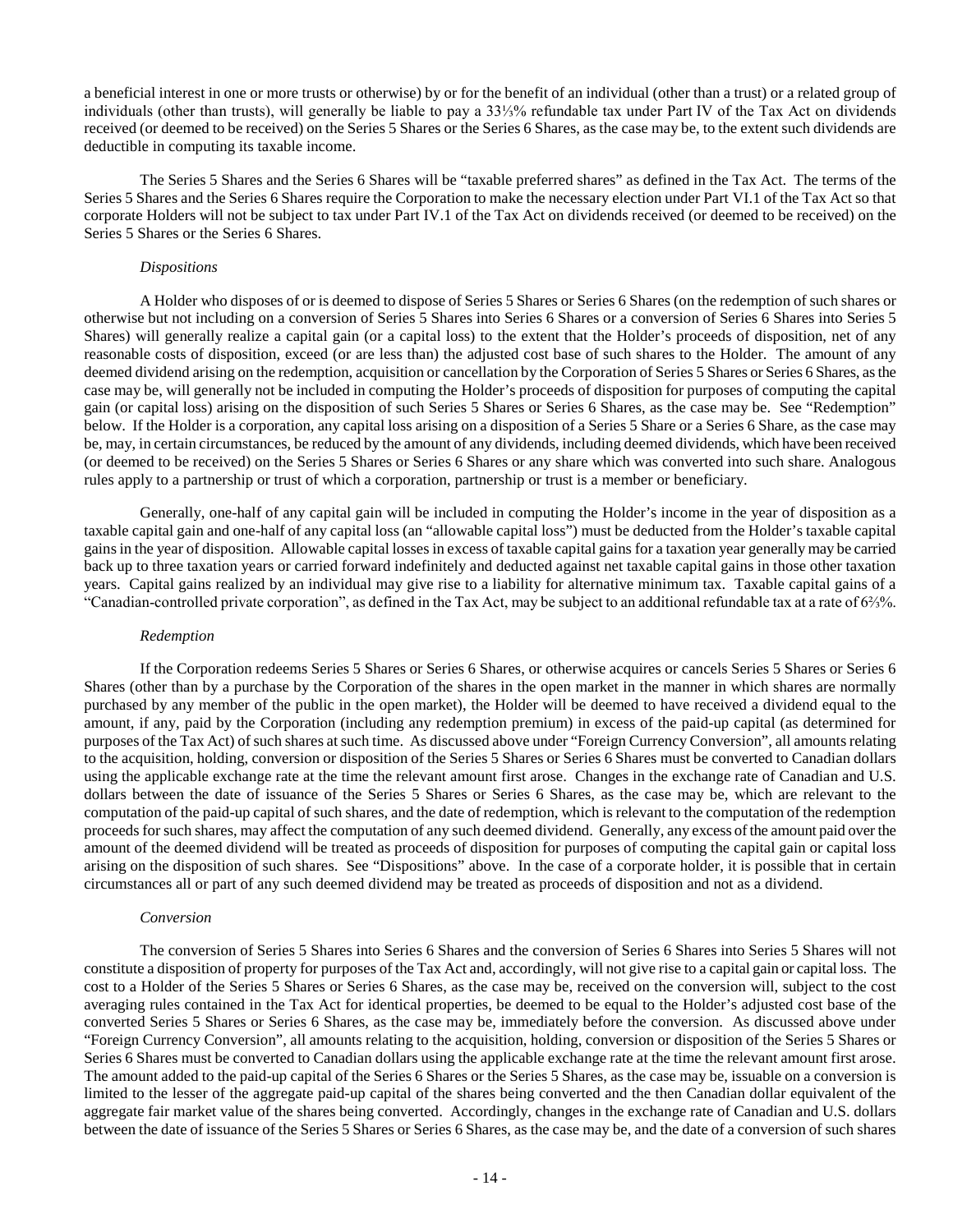a beneficial interest in one or more trusts or otherwise) by or for the benefit of an individual (other than a trust) or a related group of individuals (other than trusts), will generally be liable to pay a 33⅓% refundable tax under Part IV of the Tax Act on dividends received (or deemed to be received) on the Series 5 Shares or the Series 6 Shares, as the case may be, to the extent such dividends are deductible in computing its taxable income.

The Series 5 Shares and the Series 6 Shares will be "taxable preferred shares" as defined in the Tax Act. The terms of the Series 5 Shares and the Series 6 Shares require the Corporation to make the necessary election under Part VI.1 of the Tax Act so that corporate Holders will not be subject to tax under Part IV.1 of the Tax Act on dividends received (or deemed to be received) on the Series 5 Shares or the Series 6 Shares.

*Dispositions*

A Holder who disposes of or is deemed to dispose of Series 5 Shares or Series 6 Shares (on the redemption of such shares or otherwise but not including on a conversion of Series 5 Shares into Series 6 Shares or a conversion of Series 6 Shares into Series 5 Shares) will generally realize a capital gain (or a capital loss) to the extent that the Holder's proceeds of disposition, net of any reasonable costs of disposition, exceed (or are less than) the adjusted cost base of such shares to the Holder. The amount of any deemed dividend arising on the redemption, acquisition or cancellation by the Corporation of Series 5 Shares or Series 6 Shares, as the case may be, will generally not be included in computing the Holder's proceeds of disposition for purposes of computing the capital gain (or capital loss) arising on the disposition of such Series 5 Shares or Series 6 Shares, as the case may be. See "Redemption" below. If the Holder is a corporation, any capital loss arising on a disposition of a Series 5 Share or a Series 6 Share, as the case may be, may, in certain circumstances, be reduced by the amount of any dividends, including deemed dividends, which have been received (or deemed to be received) on the Series 5 Shares or Series 6 Shares or any share which was converted into such share. Analogous rules apply to a partnership or trust of which a corporation, partnership or trust is a member or beneficiary.

Generally, one-half of any capital gain will be included in computing the Holder's income in the year of disposition as a taxable capital gain and one-half of any capital loss (an "allowable capital loss") must be deducted from the Holder's taxable capital gains in the year of disposition. Allowable capital losses in excess of taxable capital gains for a taxation year generally may be carried back up to three taxation years or carried forward indefinitely and deducted against net taxable capital gains in those other taxation years. Capital gains realized by an individual may give rise to a liability for alternative minimum tax. Taxable capital gains of a "Canadian-controlled private corporation", as defined in the Tax Act, may be subject to an additional refundable tax at a rate of 6⅔%.

*Redemption*

If the Corporation redeems Series 5 Shares or Series 6 Shares, or otherwise acquires or cancels Series 5 Shares or Series 6 Shares (other than by a purchase by the Corporation of the shares in the open market in the manner in which shares are normally purchased by any member of the public in the open market), the Holder will be deemed to have received a dividend equal to the amount, if any, paid by the Corporation (including any redemption premium) in excess of the paid-up capital (as determined for purposes of the Tax Act) of such shares at such time. As discussed above under "Foreign Currency Conversion", all amounts relating to the acquisition, holding, conversion or disposition of the Series 5 Shares or Series 6 Shares must be converted to Canadian dollars using the applicable exchange rate at the time the relevant amount first arose. Changes in the exchange rate of Canadian and U.S. dollars between the date of issuance of the Series 5 Shares or Series 6 Shares, as the case may be, which are relevant to the computation of the paid-up capital of such shares, and the date of redemption, which is relevant to the computation of the redemption proceeds for such shares, may affect the computation of any such deemed dividend. Generally, any excess of the amount paid over the amount of the deemed dividend will be treated as proceeds of disposition for purposes of computing the capital gain or capital loss arising on the disposition of such shares. See "Dispositions" above. In the case of a corporate holder, it is possible that in certain circumstances all or part of any such deemed dividend may be treated as proceeds of disposition and not as a dividend.

*Conversion*

The conversion of Series 5 Shares into Series 6 Shares and the conversion of Series 6 Shares into Series 5 Shares will not constitute a disposition of property for purposes of the Tax Act and, accordingly, will not give rise to a capital gain or capital loss. The cost to a Holder of the Series 5 Shares or Series 6 Shares, as the case may be, received on the conversion will, subject to the cost averaging rules contained in the Tax Act for identical properties, be deemed to be equal to the Holder's adjusted cost base of the converted Series 5 Shares or Series 6 Shares, as the case may be, immediately before the conversion. As discussed above under "Foreign Currency Conversion", all amounts relating to the acquisition, holding, conversion or disposition of the Series 5 Shares or Series 6 Shares must be converted to Canadian dollars using the applicable exchange rate at the time the relevant amount first arose. The amount added to the paid-up capital of the Series 6 Shares or the Series 5 Shares, as the case may be, issuable on a conversion is limited to the lesser of the aggregate paid-up capital of the shares being converted and the then Canadian dollar equivalent of the aggregate fair market value of the shares being converted. Accordingly, changes in the exchange rate of Canadian and U.S. dollars between the date of issuance of the Series 5 Shares or Series 6 Shares, as the case may be, and the date of a conversion of such shares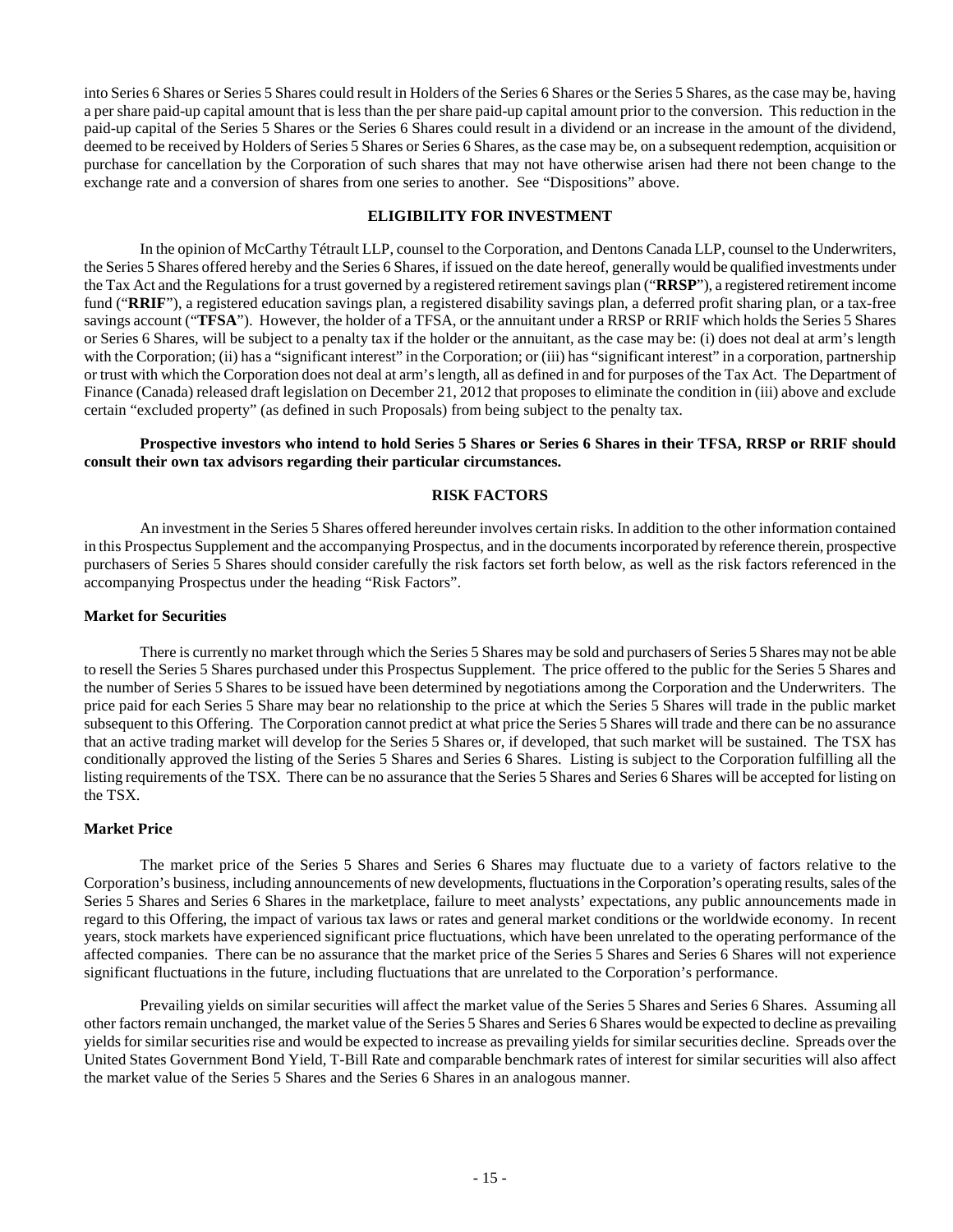into Series 6 Shares or Series 5 Shares could result in Holders of the Series 6 Shares or the Series 5 Shares, as the case may be, having a per share paid-up capital amount that is less than the per share paid-up capital amount prior to the conversion. This reduction in the paid-up capital of the Series 5 Shares or the Series 6 Shares could result in a dividend or an increase in the amount of the dividend, deemed to be received by Holders of Series 5 Shares or Series 6 Shares, as the case may be, on a subsequent redemption, acquisition or purchase for cancellation by the Corporation of such shares that may not have otherwise arisen had there not been change to the exchange rate and a conversion of shares from one series to another. See "Dispositions" above.

## ELIGIBILITY FOR INVESTMENT

In the opinion of McCarthy Tétrault LLP, counsel to the Corporation, and Dentons Canada LLP, counsel to the Underwriters, the Series 5 Shares offered hereby and the Series 6 Shares, if issued on the date hereof, generally would be qualified investments under the Tax Act and the Regulations for a trust governed by a registered retirement savings plan ("**RRSP**"), a registered retirement income fund ("**RRIF**"), a registered education savings plan, a registered disability savings plan, a deferred profit sharing plan, or a tax-free savings account ("**TFSA**"). However, the holder of a TFSA, or the annuitant under a RRSP or RRIF which holds the Series 5 Shares or Series 6 Shares, will be subject to a penalty tax if the holder or the annuitant, as the case may be: (i) does not deal at arm's length with the Corporation; (ii) has a "significant interest" in the Corporation; or (iii) has "significant interest" in a corporation, partnership or trust with which the Corporation does not deal at arm's length, all as defined in and for purposes of the Tax Act. The Department of Finance (Canada) released draft legislation on December 21, 2012 that proposes to eliminate the condition in (iii) above and exclude certain "excluded property" (as defined in such Proposals) from being subject to the penalty tax.

**Prospective investors who intend to hold Series 5 Shares or Series 6 Shares in their TFSA, RRSP or RRIF should consult their own tax advisors regarding their particular circumstances.**

## RISK FACTORS

An investment in the Series 5 Shares offered hereunder involves certain risks. In addition to the other information contained in this Prospectus Supplement and the accompanying Prospectus, and in the documents incorporated by reference therein, prospective purchasers of Series 5 Shares should consider carefully the risk factors set forth below, as well as the risk factors referenced in the accompanying Prospectus under the heading "Risk Factors".

### Market for Securities

There is currently no market through which the Series 5 Shares may be sold and purchasers of Series 5 Shares may not be able to resell the Series 5 Shares purchased under this Prospectus Supplement. The price offered to the public for the Series 5 Shares and the number of Series 5 Shares to be issued have been determined by negotiations among the Corporation and the Underwriters. The price paid for each Series 5 Share may bear no relationship to the price at which the Series 5 Shares will trade in the public market subsequent to this Offering. The Corporation cannot predict at what price the Series 5 Shares will trade and there can be no assurance that an active trading market will develop for the Series 5 Shares or, if developed, that such market will be sustained. The TSX has conditionally approved the listing of the Series 5 Shares and Series 6 Shares. Listing is subject to the Corporation fulfilling all the listing requirements of the TSX. There can be no assurance that the Series 5 Shares and Series 6 Shares will be accepted for listing on the TSX.

### Market Price

The market price of the Series 5 Shares and Series 6 Shares may fluctuate due to a variety of factors relative to the Corporation's business, including announcements of new developments, fluctuations in the Corporation's operating results, sales of the Series 5 Shares and Series 6 Shares in the marketplace, failure to meet analysts' expectations, any public announcements made in regard to this Offering, the impact of various tax laws or rates and general market conditions or the worldwide economy. In recent years, stock markets have experienced significant price fluctuations, which have been unrelated to the operating performance of the affected companies. There can be no assurance that the market price of the Series 5 Shares and Series 6 Shares will not experience significant fluctuations in the future, including fluctuations that are unrelated to the Corporation's performance.

Prevailing yields on similar securities will affect the market value of the Series 5 Shares and Series 6 Shares. Assuming all other factors remain unchanged, the market value of the Series 5 Shares and Series 6 Shares would be expected to decline as prevailing yields for similar securities rise and would be expected to increase as prevailing yields for similar securities decline. Spreads over the United States Government Bond Yield, T-Bill Rate and comparable benchmark rates of interest for similar securities will also affect the market value of the Series 5 Shares and the Series 6 Shares in an analogous manner.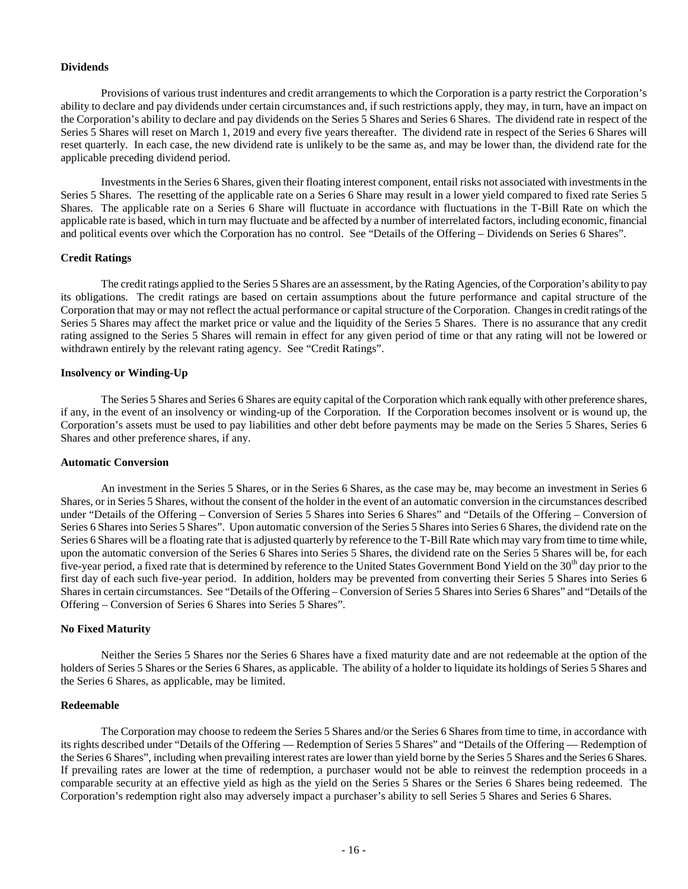### Dividends

Provisions of various trust indentures and credit arrangements to which the Corporation is a party restrict the Corporation's ability to declare and pay dividends under certain circumstances and, if such restrictions apply, they may, in turn, have an impact on the Corporation's ability to declare and pay dividends on the Series 5 Shares and Series 6 Shares. The dividend rate in respect of the Series 5 Shares will reset on March 1, 2019 and every five years thereafter. The dividend rate in respect of the Series 6 Shares will reset quarterly. In each case, the new dividend rate is unlikely to be the same as, and may be lower than, the dividend rate for the applicable preceding dividend period.

Investments in the Series 6 Shares, given their floating interest component, entail risks not associated with investments in the Series 5 Shares. The resetting of the applicable rate on a Series 6 Share may result in a lower yield compared to fixed rate Series 5 Shares. The applicable rate on a Series 6 Share will fluctuate in accordance with fluctuations in the T-Bill Rate on which the applicable rate is based, which in turn may fluctuate and be affected by a number of interrelated factors, including economic, financial and political events over which the Corporation has no control. See "Details of the Offering – Dividends on Series 6 Shares".

### Credit Ratings

The credit ratings applied to the Series 5 Shares are an assessment, by the Rating Agencies, of the Corporation's ability to pay its obligations. The credit ratings are based on certain assumptions about the future performance and capital structure of the Corporation that may or may not reflect the actual performance or capital structure of the Corporation. Changes in credit ratings of the Series 5 Shares may affect the market price or value and the liquidity of the Series 5 Shares. There is no assurance that any credit rating assigned to the Series 5 Shares will remain in effect for any given period of time or that any rating will not be lowered or withdrawn entirely by the relevant rating agency. See "Credit Ratings".

### Insolvency or Winding-Up

The Series 5 Shares and Series 6 Shares are equity capital of the Corporation which rank equally with other preference shares, if any, in the event of an insolvency or winding-up of the Corporation. If the Corporation becomes insolvent or is wound up, the Corporation's assets must be used to pay liabilities and other debt before payments may be made on the Series 5 Shares, Series 6 Shares and other preference shares, if any.

### Automatic Conversion

An investment in the Series 5 Shares, or in the Series 6 Shares, as the case may be, may become an investment in Series 6 Shares, or in Series 5 Shares, without the consent of the holder in the event of an automatic conversion in the circumstances described under "Details of the Offering – Conversion of Series 5 Shares into Series 6 Shares" and "Details of the Offering – Conversion of Series 6 Shares into Series 5 Shares". Upon automatic conversion of the Series 5 Shares into Series 6 Shares, the dividend rate on the Series 6 Shares will be a floating rate that is adjusted quarterly by reference to the T-Bill Rate which may vary from time to time while, upon the automatic conversion of the Series 6 Shares into Series 5 Shares, the dividend rate on the Series 5 Shares will be, for each five-year period, a fixed rate that is determined by reference to the United States Government Bond Yield on the 30th day prior to the first day of each such five-year period. In addition, holders may be prevented from converting their Series 5 Shares into Series 6 Shares in certain circumstances. See "Details of the Offering – Conversion of Series 5 Shares into Series 6 Shares" and "Details of the Offering – Conversion of Series 6 Shares into Series 5 Shares".

### No Fixed Maturity

Neither the Series 5 Shares nor the Series 6 Shares have a fixed maturity date and are not redeemable at the option of the holders of Series 5 Shares or the Series 6 Shares, as applicable. The ability of a holder to liquidate its holdings of Series 5 Shares and the Series 6 Shares, as applicable, may be limited.

### Redeemable

The Corporation may choose to redeem the Series 5 Shares and/or the Series 6 Shares from time to time, in accordance with its rights described under "Details of the Offering — Redemption of Series 5 Shares" and "Details of the Offering — Redemption of the Series 6 Shares", including when prevailing interest rates are lower than yield borne by the Series 5 Shares and the Series 6 Shares. If prevailing rates are lower at the time of redemption, a purchaser would not be able to reinvest the redemption proceeds in a comparable security at an effective yield as high as the yield on the Series 5 Shares or the Series 6 Shares being redeemed. The Corporation's redemption right also may adversely impact a purchaser's ability to sell Series 5 Shares and Series 6 Shares.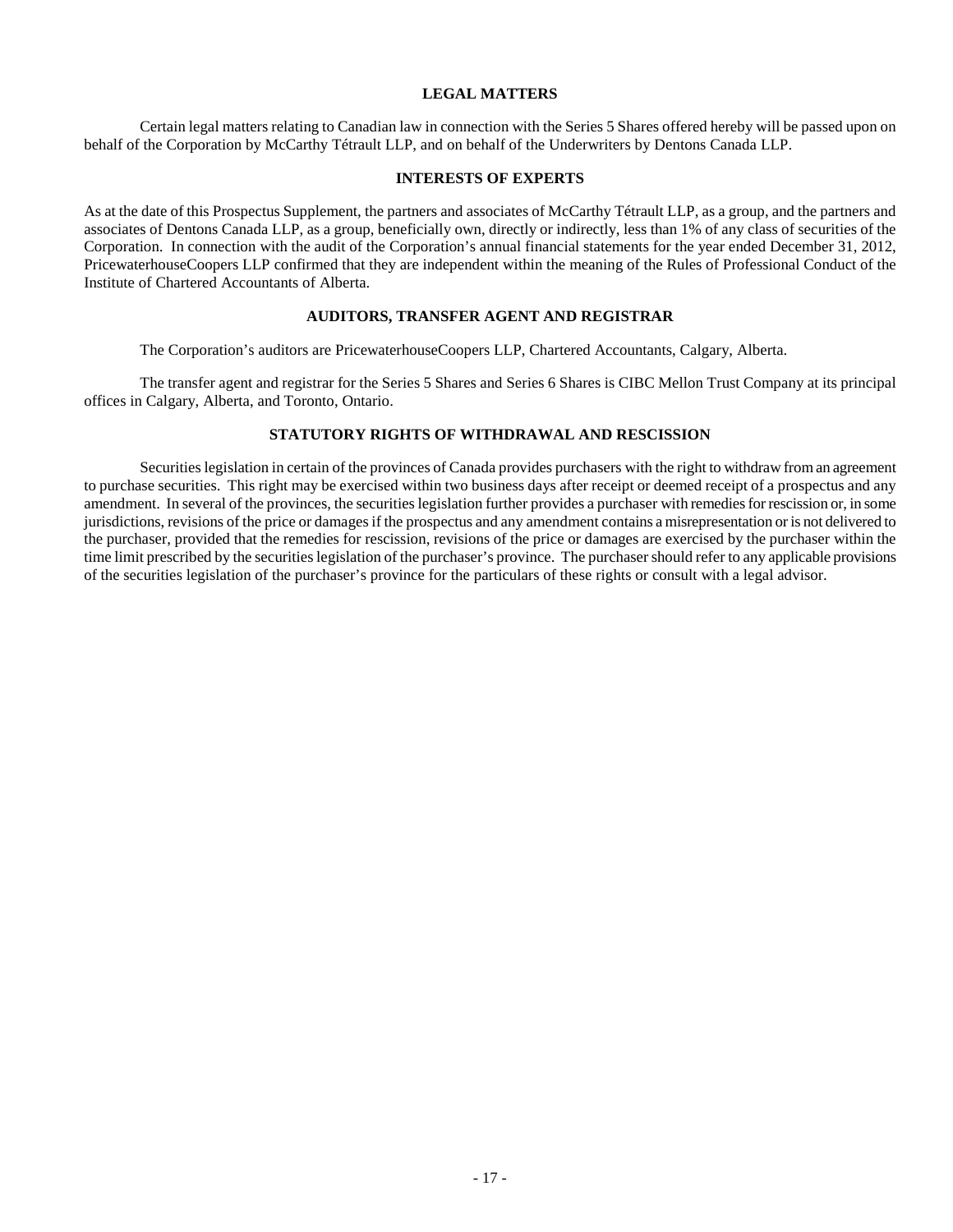## LEGAL MATTERS

Certain legal matters relating to Canadian law in connection with the Series 5 Shares offered hereby will be passed upon on behalf of the Corporation by McCarthy Tétrault LLP, and on behalf of the Underwriters by Dentons Canada LLP.

## INTERESTS OF EXPERTS

As at the date of this Prospectus Supplement, the partners and associates of McCarthy Tétrault LLP, as a group, and the partners and associates of Dentons Canada LLP, as a group, beneficially own, directly or indirectly, less than 1% of any class of securities of the Corporation. In connection with the audit of the Corporation's annual financial statements for the year ended December 31, 2012, PricewaterhouseCoopers LLP confirmed that they are independent within the meaning of the Rules of Professional Conduct of the Institute of Chartered Accountants of Alberta.

## AUDITORS, TRANSFER AGENT AND REGISTRAR

The Corporation's auditors are PricewaterhouseCoopers LLP, Chartered Accountants, Calgary, Alberta.

The transfer agent and registrar for the Series 5 Shares and Series 6 Shares is CIBC Mellon Trust Company at its principal offices in Calgary, Alberta, and Toronto, Ontario.

## STATUTORY RIGHTS OF WITHDRAWAL AND RESCISSION

Securities legislation in certain of the provinces of Canada provides purchasers with the right to withdraw from an agreement to purchase securities. This right may be exercised within two business days after receipt or deemed receipt of a prospectus and any amendment. In several of the provinces, the securities legislation further provides a purchaser with remedies for rescission or, in some jurisdictions, revisions of the price or damages if the prospectus and any amendment contains a misrepresentation or is not delivered to the purchaser, provided that the remedies for rescission, revisions of the price or damages are exercised by the purchaser within the time limit prescribed by the securities legislation of the purchaser's province. The purchaser should refer to any applicable provisions of the securities legislation of the purchaser's province for the particulars of these rights or consult with a legal advisor.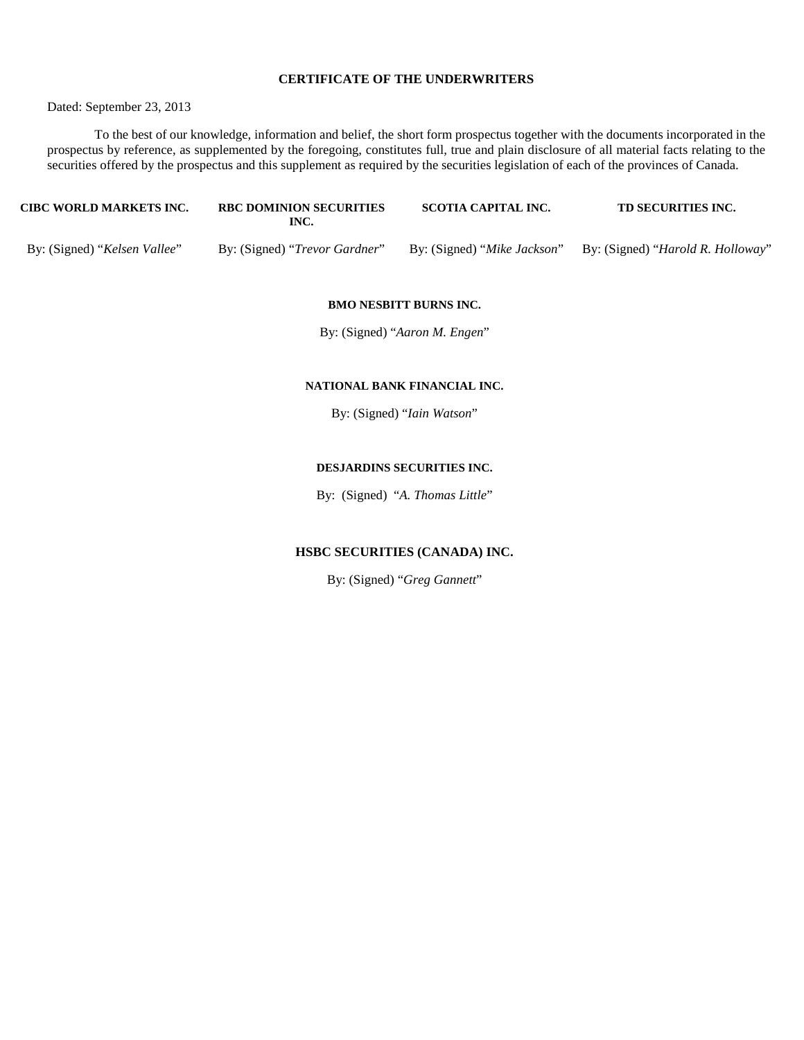## CERTIFICATE OF THE UNDERWRITERS

Dated: September 23, 2013

To the best of our knowledge, information and belief, the short form prospectus together with the documents incorporated in the prospectus by reference, as supplemented by the foregoing, constitutes full, true and plain disclosure of all material facts relating to the securities offered by the prospectus and this supplement as required by the securities legislation of each of the provinces of Canada.

| **CIBC WORLD MARKETS INC.** | **RBC DOMINION SECURITIES INC.** | **SCOTIA CAPITAL INC.** | **TD SECURITIES INC.** |
| --- | --- | --- | --- |
| By: (Signed) "*Kelsen Vallee*" | By: (Signed) "*Trevor Gardner*" | By: (Signed) "*Mike Jackson*" | By: (Signed) "*Harold R. Holloway*" |

**BMO NESBITT BURNS INC.**

By: (Signed) "*Aaron M. Engen*"

**NATIONAL BANK FINANCIAL INC.**

By: (Signed) "*Iain Watson*"

**DESJARDINS SECURITIES INC.**

By: (Signed) "*A. Thomas Little*"

**HSBC SECURITIES (CANADA) INC.**

By: (Signed) "*Greg Gannett*"